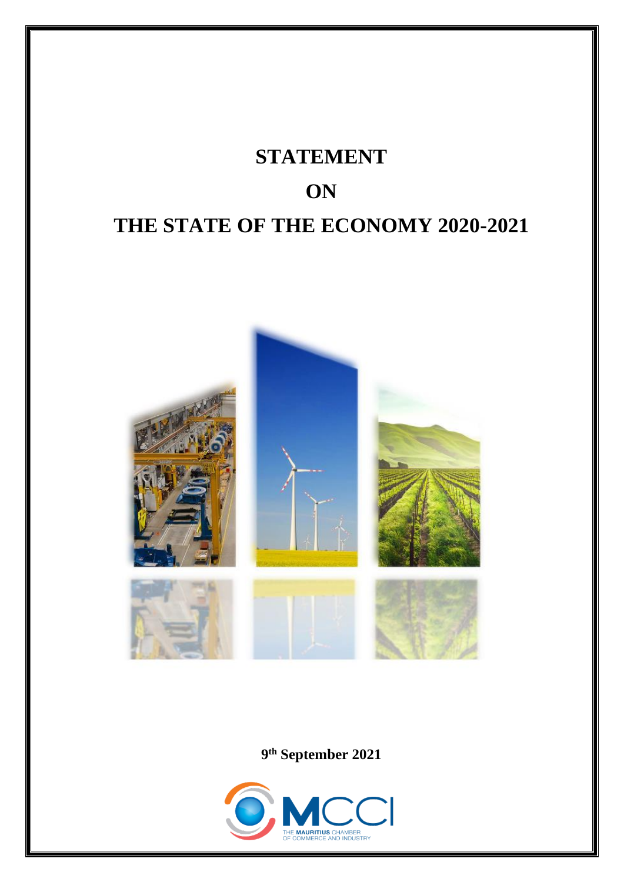# STATEMENT

# ON

# THE STATE OF THE ECONOMY 2020-2021

9th September 2021

THE MAURITIUS CHAMBER OF COMMERCE AND INDUSTRY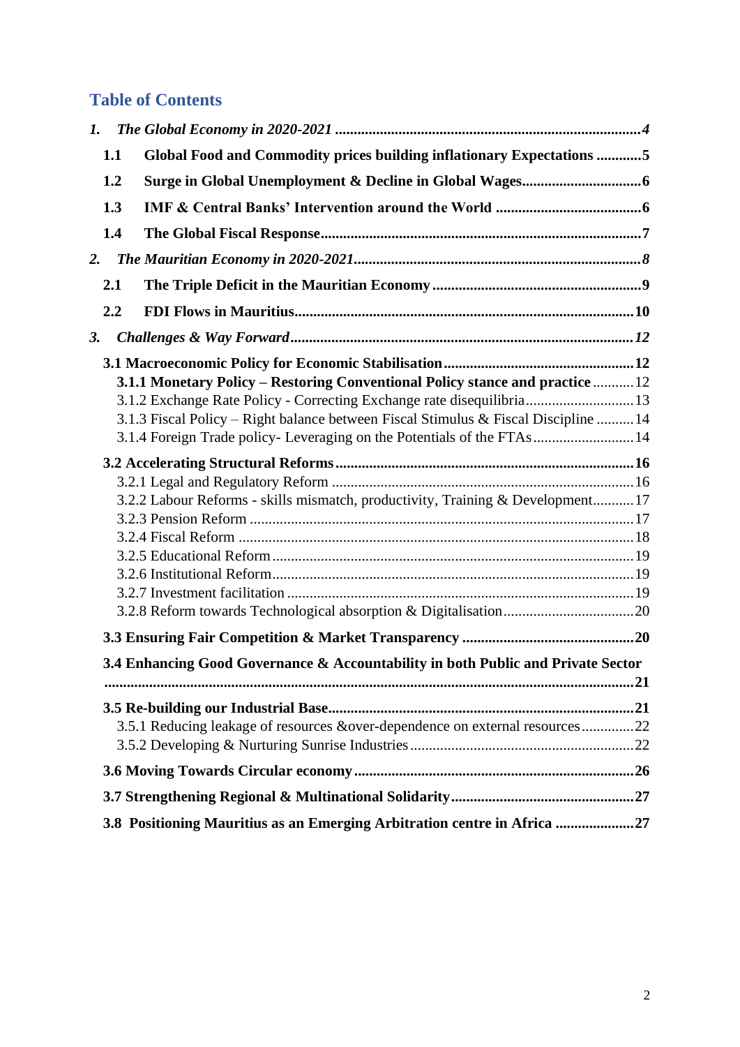## Table of Contents

*1. The Global Economy in 2020-2021* ... *4*

- **1.1 Global Food and Commodity prices building inflationary Expectations** ... **5**
- **1.2 Surge in Global Unemployment & Decline in Global Wages** ... **6**
- **1.3 IMF & Central Banks' Intervention around the World** ... **6**
- **1.4 The Global Fiscal Response** ... **7**

*2. The Mauritian Economy in 2020-2021* ... *8*

- **2.1 The Triple Deficit in the Mauritian Economy** ... **9**
- **2.2 FDI Flows in Mauritius** ... **10**

*3. Challenges & Way Forward* ... *12*

- **3.1 Macroeconomic Policy for Economic Stabilisation** ... **12**
  - **3.1.1 Monetary Policy – Restoring Conventional Policy stance and practice** ... 12
  - 3.1.2 Exchange Rate Policy - Correcting Exchange rate disequilibria ... 13
  - 3.1.3 Fiscal Policy – Right balance between Fiscal Stimulus & Fiscal Discipline ... 14
  - 3.1.4 Foreign Trade policy- Leveraging on the Potentials of the FTAs ... 14
- **3.2 Accelerating Structural Reforms** ... **16**
  - 3.2.1 Legal and Regulatory Reform ... 16
  - 3.2.2 Labour Reforms - skills mismatch, productivity, Training & Development ... 17
  - 3.2.3 Pension Reform ... 17
  - 3.2.4 Fiscal Reform ... 18
  - 3.2.5 Educational Reform ... 19
  - 3.2.6 Institutional Reform ... 19
  - 3.2.7 Investment facilitation ... 19
  - 3.2.8 Reform towards Technological absorption & Digitalisation ... 20
- **3.3 Ensuring Fair Competition & Market Transparency** ... **20**
- **3.4 Enhancing Good Governance & Accountability in both Public and Private Sector** ... **21**
- **3.5 Re-building our Industrial Base** ... **21**
  - 3.5.1 Reducing leakage of resources &over-dependence on external resources ... 22
  - 3.5.2 Developing & Nurturing Sunrise Industries ... 22
- **3.6 Moving Towards Circular economy** ... **26**
- **3.7 Strengthening Regional & Multinational Solidarity** ... **27**
- **3.8 Positioning Mauritius as an Emerging Arbitration centre in Africa** ... **27**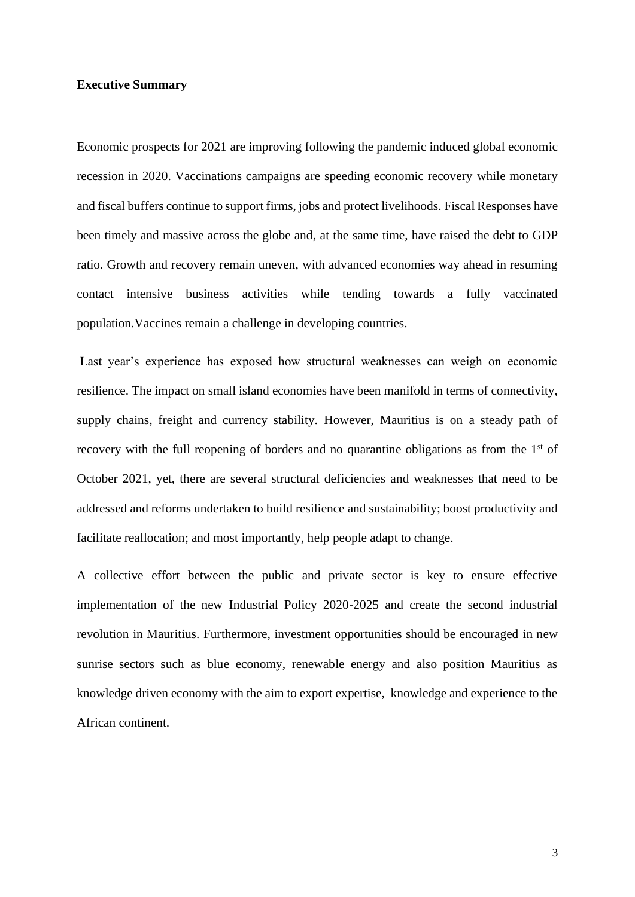**Executive Summary**

Economic prospects for 2021 are improving following the pandemic induced global economic recession in 2020. Vaccinations campaigns are speeding economic recovery while monetary and fiscal buffers continue to support firms, jobs and protect livelihoods. Fiscal Responses have been timely and massive across the globe and, at the same time, have raised the debt to GDP ratio. Growth and recovery remain uneven, with advanced economies way ahead in resuming contact intensive business activities while tending towards a fully vaccinated population.Vaccines remain a challenge in developing countries.

Last year's experience has exposed how structural weaknesses can weigh on economic resilience. The impact on small island economies have been manifold in terms of connectivity, supply chains, freight and currency stability. However, Mauritius is on a steady path of recovery with the full reopening of borders and no quarantine obligations as from the 1st of October 2021, yet, there are several structural deficiencies and weaknesses that need to be addressed and reforms undertaken to build resilience and sustainability; boost productivity and facilitate reallocation; and most importantly, help people adapt to change.

A collective effort between the public and private sector is key to ensure effective implementation of the new Industrial Policy 2020-2025 and create the second industrial revolution in Mauritius. Furthermore, investment opportunities should be encouraged in new sunrise sectors such as blue economy, renewable energy and also position Mauritius as knowledge driven economy with the aim to export expertise, knowledge and experience to the African continent.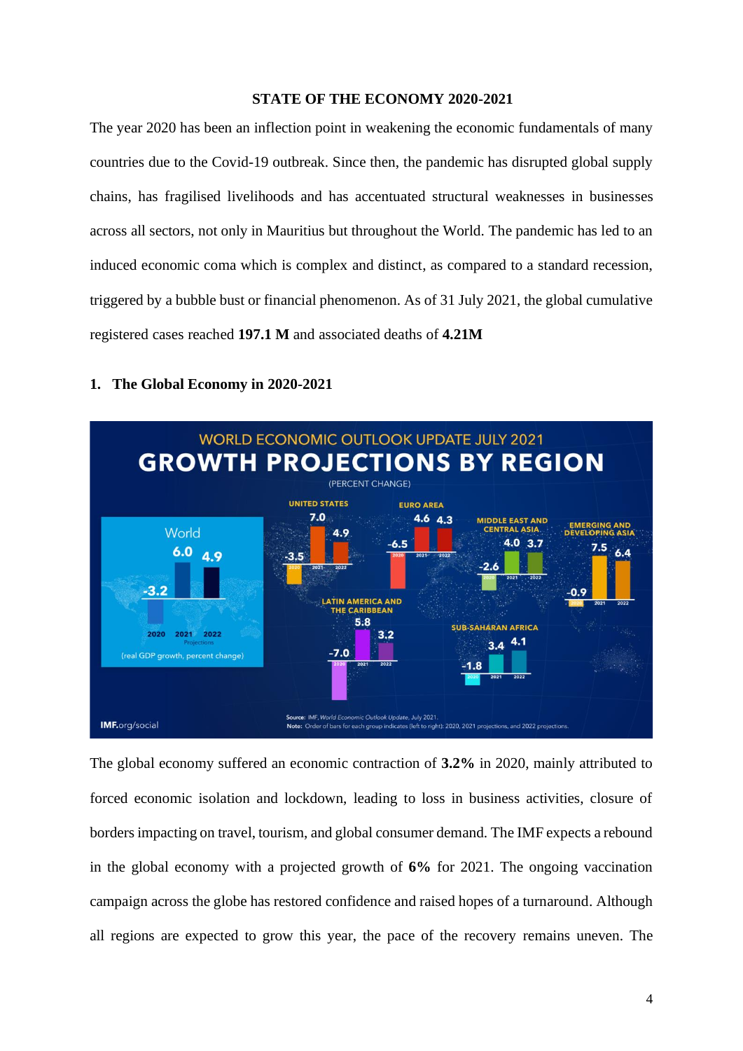**STATE OF THE ECONOMY 2020-2021**

The year 2020 has been an inflection point in weakening the economic fundamentals of many countries due to the Covid-19 outbreak. Since then, the pandemic has disrupted global supply chains, has fragilised livelihoods and has accentuated structural weaknesses in businesses across all sectors, not only in Mauritius but throughout the World. The pandemic has led to an induced economic coma which is complex and distinct, as compared to a standard recession, triggered by a bubble bust or financial phenomenon. As of 31 July 2021, the global cumulative registered cases reached **197.1 M** and associated deaths of **4.21M**

## 1. The Global Economy in 2020-2021

The global economy suffered an economic contraction of **3.2%** in 2020, mainly attributed to forced economic isolation and lockdown, leading to loss in business activities, closure of borders impacting on travel, tourism, and global consumer demand. The IMF expects a rebound in the global economy with a projected growth of **6%** for 2021. The ongoing vaccination campaign across the globe has restored confidence and raised hopes of a turnaround. Although all regions are expected to grow this year, the pace of the recovery remains uneven. The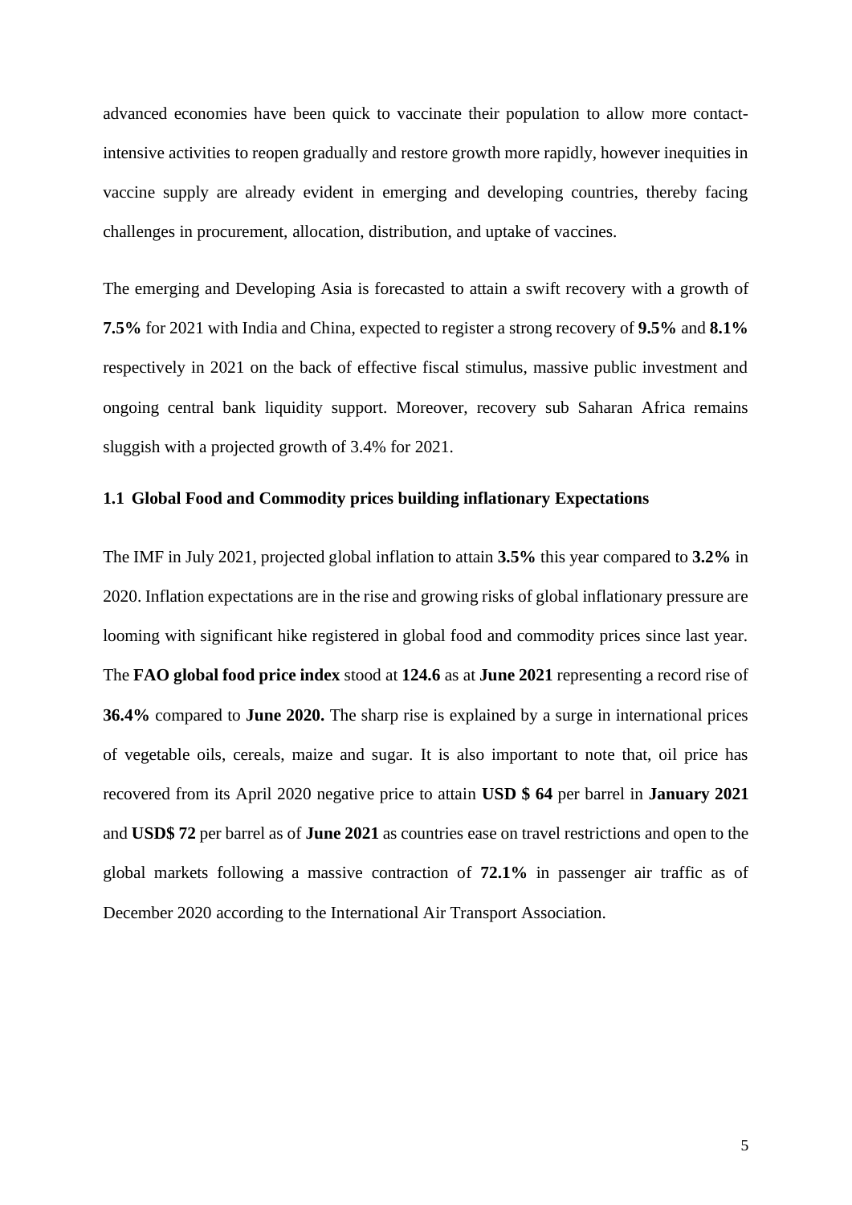advanced economies have been quick to vaccinate their population to allow more contact-intensive activities to reopen gradually and restore growth more rapidly, however inequities in vaccine supply are already evident in emerging and developing countries, thereby facing challenges in procurement, allocation, distribution, and uptake of vaccines.

The emerging and Developing Asia is forecasted to attain a swift recovery with a growth of **7.5%** for 2021 with India and China, expected to register a strong recovery of **9.5%** and **8.1%** respectively in 2021 on the back of effective fiscal stimulus, massive public investment and ongoing central bank liquidity support. Moreover, recovery sub Saharan Africa remains sluggish with a projected growth of 3.4% for 2021.

### 1.1 Global Food and Commodity prices building inflationary Expectations

The IMF in July 2021, projected global inflation to attain **3.5%** this year compared to **3.2%** in 2020. Inflation expectations are in the rise and growing risks of global inflationary pressure are looming with significant hike registered in global food and commodity prices since last year. The **FAO global food price index** stood at **124.6** as at **June 2021** representing a record rise of **36.4%** compared to **June 2020.** The sharp rise is explained by a surge in international prices of vegetable oils, cereals, maize and sugar. It is also important to note that, oil price has recovered from its April 2020 negative price to attain **USD $ 64** per barrel in **January 2021** and **USD$ 72** per barrel as of **June 2021** as countries ease on travel restrictions and open to the global markets following a massive contraction of **72.1%** in passenger air traffic as of December 2020 according to the International Air Transport Association.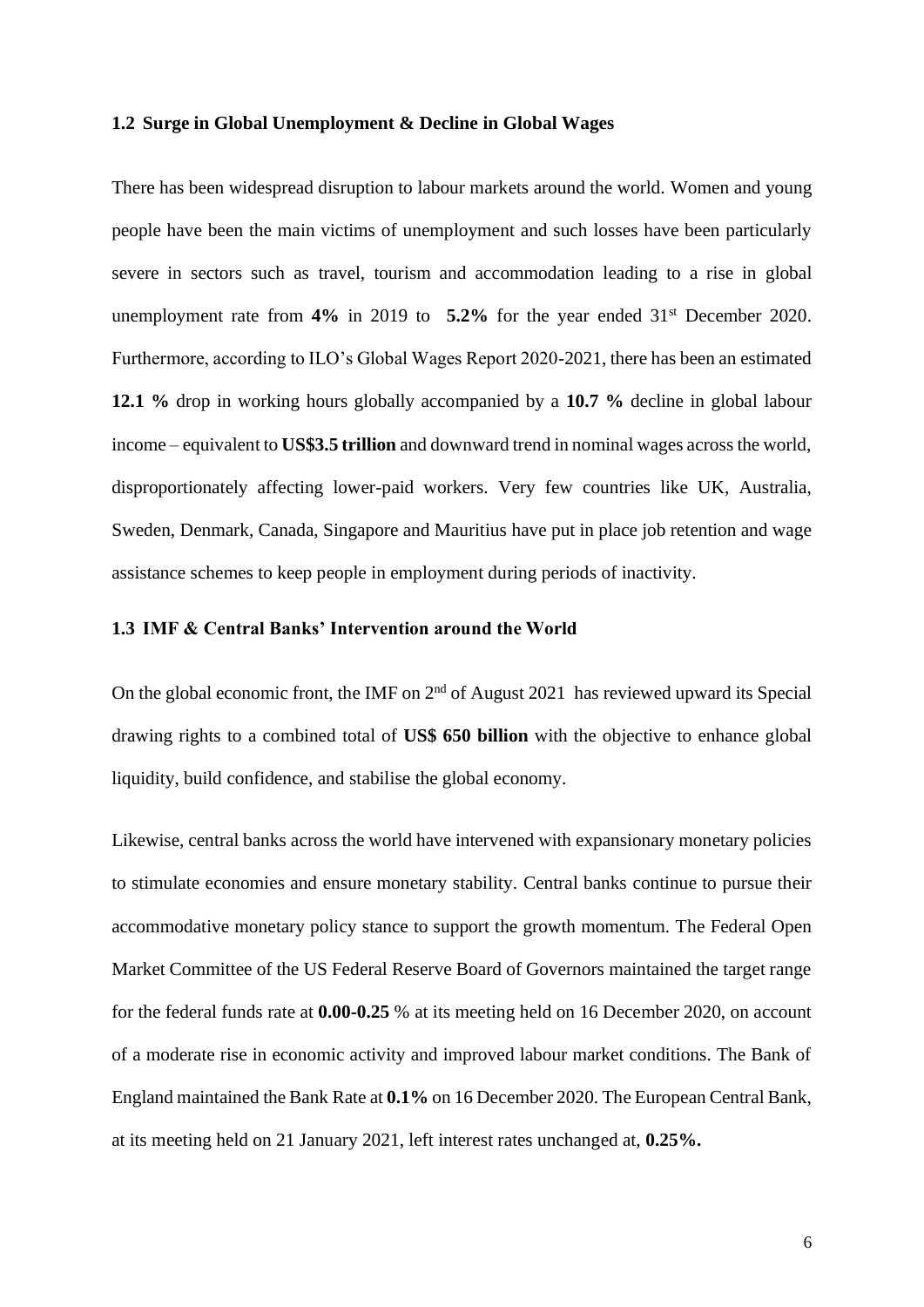### 1.2 Surge in Global Unemployment & Decline in Global Wages

There has been widespread disruption to labour markets around the world. Women and young people have been the main victims of unemployment and such losses have been particularly severe in sectors such as travel, tourism and accommodation leading to a rise in global unemployment rate from **4%** in 2019 to **5.2%** for the year ended 31st December 2020. Furthermore, according to ILO's Global Wages Report 2020-2021, there has been an estimated **12.1 %** drop in working hours globally accompanied by a **10.7 %** decline in global labour income – equivalent to **US$3.5 trillion** and downward trend in nominal wages across the world, disproportionately affecting lower-paid workers. Very few countries like UK, Australia, Sweden, Denmark, Canada, Singapore and Mauritius have put in place job retention and wage assistance schemes to keep people in employment during periods of inactivity.

### 1.3 IMF & Central Banks' Intervention around the World

On the global economic front, the IMF on 2nd of August 2021 has reviewed upward its Special drawing rights to a combined total of **US$ 650 billion** with the objective to enhance global liquidity, build confidence, and stabilise the global economy.

Likewise, central banks across the world have intervened with expansionary monetary policies to stimulate economies and ensure monetary stability. Central banks continue to pursue their accommodative monetary policy stance to support the growth momentum. The Federal Open Market Committee of the US Federal Reserve Board of Governors maintained the target range for the federal funds rate at **0.00-0.25** % at its meeting held on 16 December 2020, on account of a moderate rise in economic activity and improved labour market conditions. The Bank of England maintained the Bank Rate at **0.1%** on 16 December 2020. The European Central Bank, at its meeting held on 21 January 2021, left interest rates unchanged at, **0.25%.**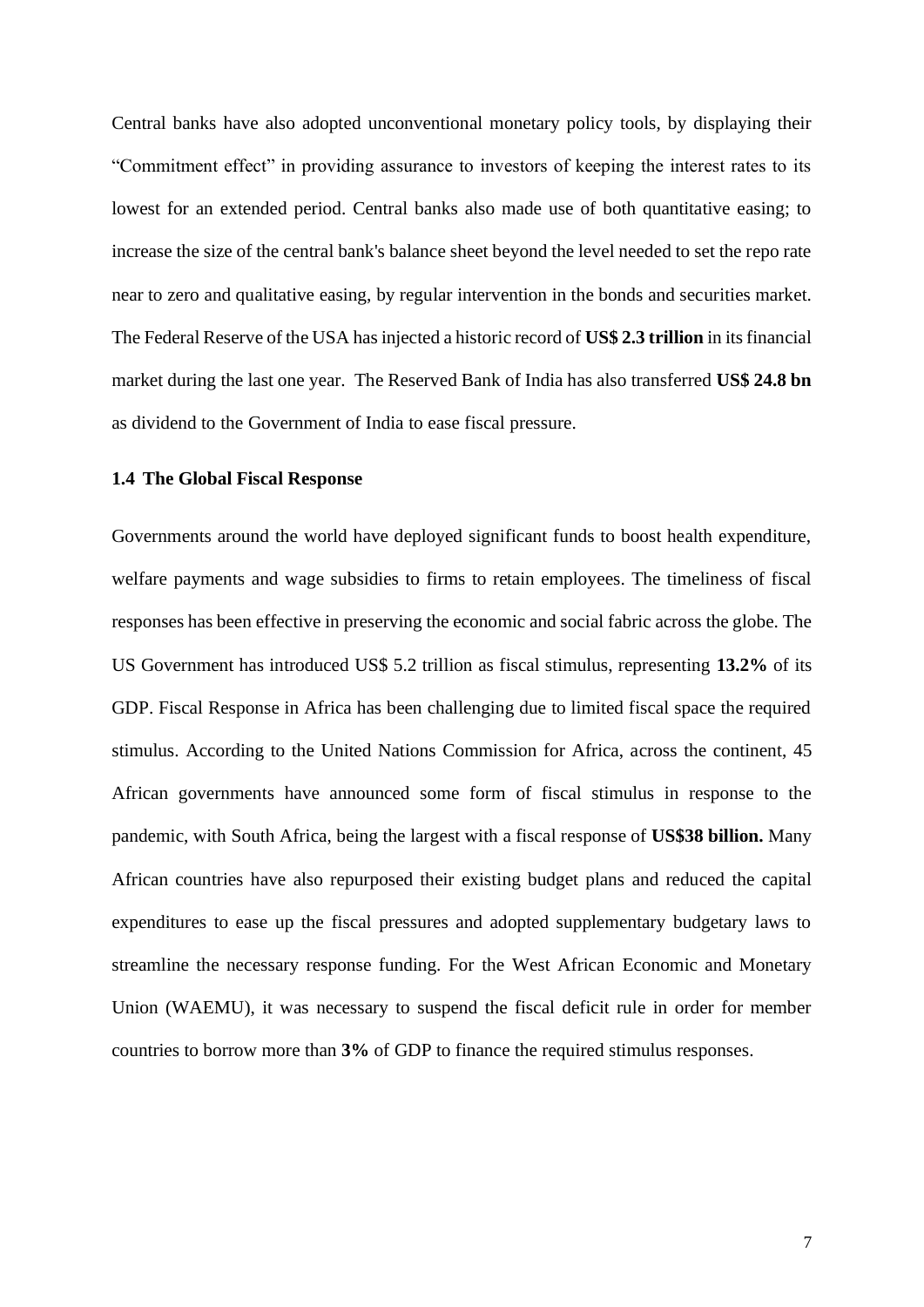Central banks have also adopted unconventional monetary policy tools, by displaying their "Commitment effect" in providing assurance to investors of keeping the interest rates to its lowest for an extended period. Central banks also made use of both quantitative easing; to increase the size of the central bank's balance sheet beyond the level needed to set the repo rate near to zero and qualitative easing, by regular intervention in the bonds and securities market. The Federal Reserve of the USA has injected a historic record of **US$ 2.3 trillion** in its financial market during the last one year. The Reserved Bank of India has also transferred **US$ 24.8 bn** as dividend to the Government of India to ease fiscal pressure.

### 1.4 The Global Fiscal Response

Governments around the world have deployed significant funds to boost health expenditure, welfare payments and wage subsidies to firms to retain employees. The timeliness of fiscal responses has been effective in preserving the economic and social fabric across the globe. The US Government has introduced US$ 5.2 trillion as fiscal stimulus, representing **13.2%** of its GDP. Fiscal Response in Africa has been challenging due to limited fiscal space the required stimulus. According to the United Nations Commission for Africa, across the continent, 45 African governments have announced some form of fiscal stimulus in response to the pandemic, with South Africa, being the largest with a fiscal response of **US$38 billion.** Many African countries have also repurposed their existing budget plans and reduced the capital expenditures to ease up the fiscal pressures and adopted supplementary budgetary laws to streamline the necessary response funding. For the West African Economic and Monetary Union (WAEMU), it was necessary to suspend the fiscal deficit rule in order for member countries to borrow more than **3%** of GDP to finance the required stimulus responses.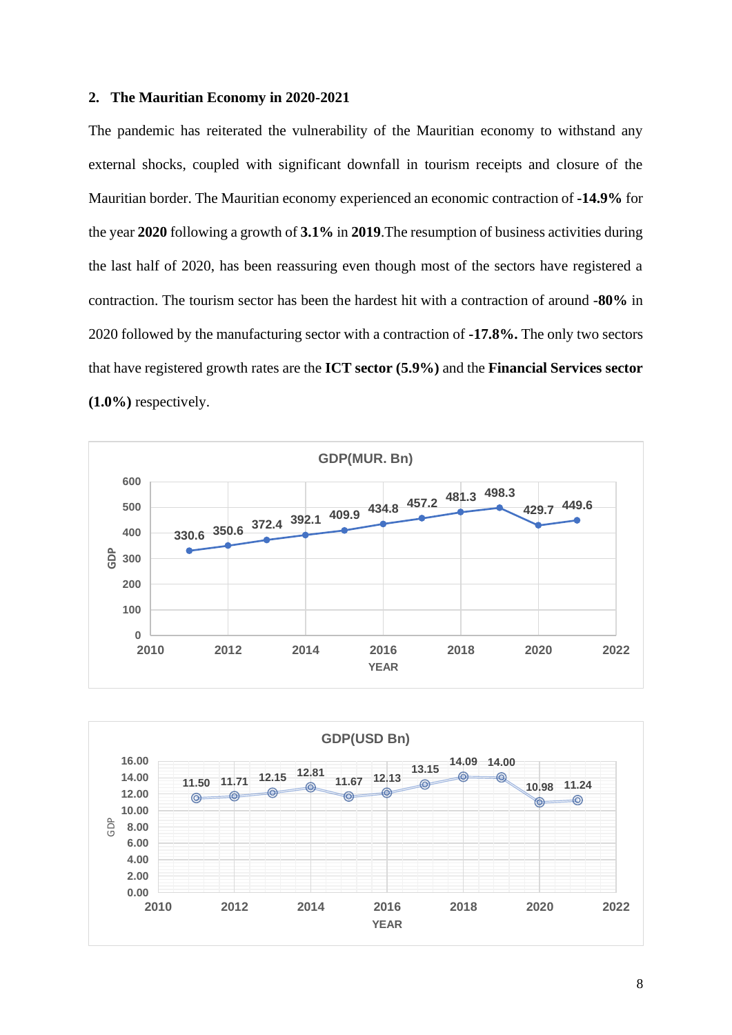## 2. The Mauritian Economy in 2020-2021

The pandemic has reiterated the vulnerability of the Mauritian economy to withstand any external shocks, coupled with significant downfall in tourism receipts and closure of the Mauritian border. The Mauritian economy experienced an economic contraction of **-14.9%** for the year **2020** following a growth of **3.1%** in **2019**.The resumption of business activities during the last half of 2020, has been reassuring even though most of the sectors have registered a contraction. The tourism sector has been the hardest hit with a contraction of around **-80%** in 2020 followed by the manufacturing sector with a contraction of **-17.8%.** The only two sectors that have registered growth rates are the **ICT sector (5.9%)** and the **Financial Services sector (1.0%)** respectively.

**GDP(MUR. Bn)**

| YEAR | 2011 | 2012 | 2013 | 2014 | 2015 | 2016 | 2017 | 2018 | 2019 | 2020 | 2021 |
|---|---|---|---|---|---|---|---|---|---|---|---|
| GDP | 330.6 | 350.6 | 372.4 | 392.1 | 409.9 | 434.8 | 457.2 | 481.3 | 498.3 | 429.7 | 449.6 |

**GDP(USD Bn)**

| YEAR | 2011 | 2012 | 2013 | 2014 | 2015 | 2016 | 2017 | 2018 | 2019 | 2020 | 2021 |
|---|---|---|---|---|---|---|---|---|---|---|---|
| GDP | 11.50 | 11.71 | 12.15 | 12.81 | 11.67 | 12.13 | 13.15 | 14.09 | 14.00 | 10.98 | 11.24 |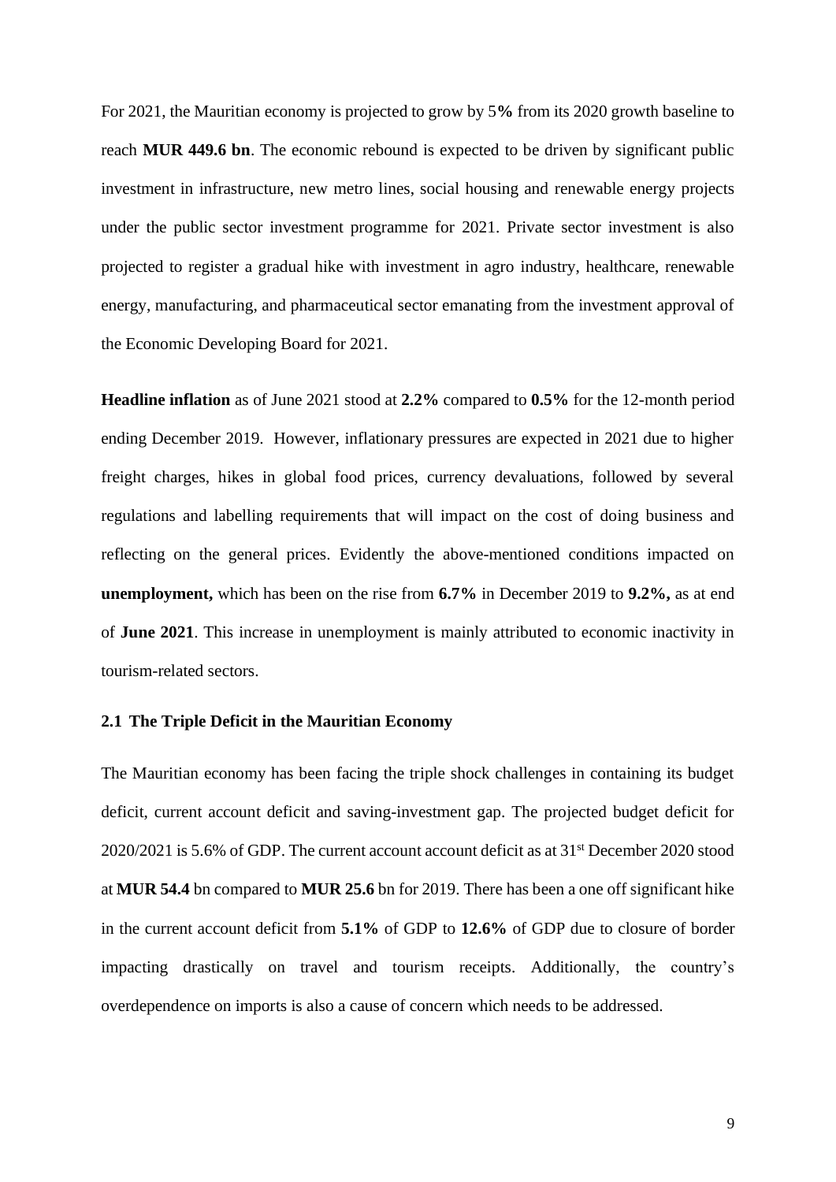For 2021, the Mauritian economy is projected to grow by 5**%** from its 2020 growth baseline to reach **MUR 449.6 bn**. The economic rebound is expected to be driven by significant public investment in infrastructure, new metro lines, social housing and renewable energy projects under the public sector investment programme for 2021. Private sector investment is also projected to register a gradual hike with investment in agro industry, healthcare, renewable energy, manufacturing, and pharmaceutical sector emanating from the investment approval of the Economic Developing Board for 2021.

**Headline inflation** as of June 2021 stood at **2.2%** compared to **0.5%** for the 12-month period ending December 2019. However, inflationary pressures are expected in 2021 due to higher freight charges, hikes in global food prices, currency devaluations, followed by several regulations and labelling requirements that will impact on the cost of doing business and reflecting on the general prices. Evidently the above-mentioned conditions impacted on **unemployment,** which has been on the rise from **6.7%** in December 2019 to **9.2%,** as at end of **June 2021**. This increase in unemployment is mainly attributed to economic inactivity in tourism-related sectors.

### 2.1 The Triple Deficit in the Mauritian Economy

The Mauritian economy has been facing the triple shock challenges in containing its budget deficit, current account deficit and saving-investment gap. The projected budget deficit for 2020/2021 is 5.6% of GDP. The current account account deficit as at 31st December 2020 stood at **MUR 54.4** bn compared to **MUR 25.6** bn for 2019. There has been a one off significant hike in the current account deficit from **5.1%** of GDP to **12.6%** of GDP due to closure of border impacting drastically on travel and tourism receipts. Additionally, the country's overdependence on imports is also a cause of concern which needs to be addressed.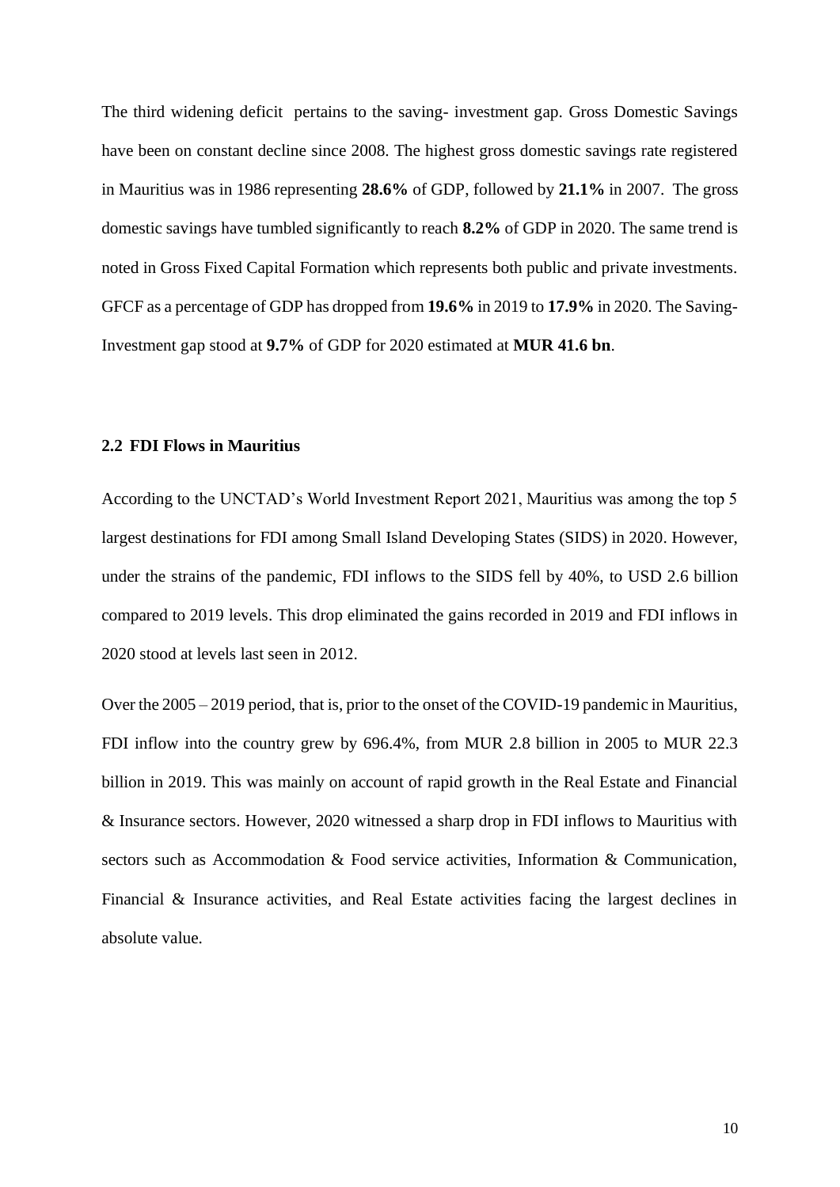The third widening deficit pertains to the saving- investment gap. Gross Domestic Savings have been on constant decline since 2008. The highest gross domestic savings rate registered in Mauritius was in 1986 representing **28.6%** of GDP, followed by **21.1%** in 2007. The gross domestic savings have tumbled significantly to reach **8.2%** of GDP in 2020. The same trend is noted in Gross Fixed Capital Formation which represents both public and private investments. GFCF as a percentage of GDP has dropped from **19.6%** in 2019 to **17.9%** in 2020. The Saving-Investment gap stood at **9.7%** of GDP for 2020 estimated at **MUR 41.6 bn**.

### 2.2 FDI Flows in Mauritius

According to the UNCTAD's World Investment Report 2021, Mauritius was among the top 5 largest destinations for FDI among Small Island Developing States (SIDS) in 2020. However, under the strains of the pandemic, FDI inflows to the SIDS fell by 40%, to USD 2.6 billion compared to 2019 levels. This drop eliminated the gains recorded in 2019 and FDI inflows in 2020 stood at levels last seen in 2012.

Over the 2005 – 2019 period, that is, prior to the onset of the COVID-19 pandemic in Mauritius, FDI inflow into the country grew by 696.4%, from MUR 2.8 billion in 2005 to MUR 22.3 billion in 2019. This was mainly on account of rapid growth in the Real Estate and Financial & Insurance sectors. However, 2020 witnessed a sharp drop in FDI inflows to Mauritius with sectors such as Accommodation & Food service activities, Information & Communication, Financial & Insurance activities, and Real Estate activities facing the largest declines in absolute value.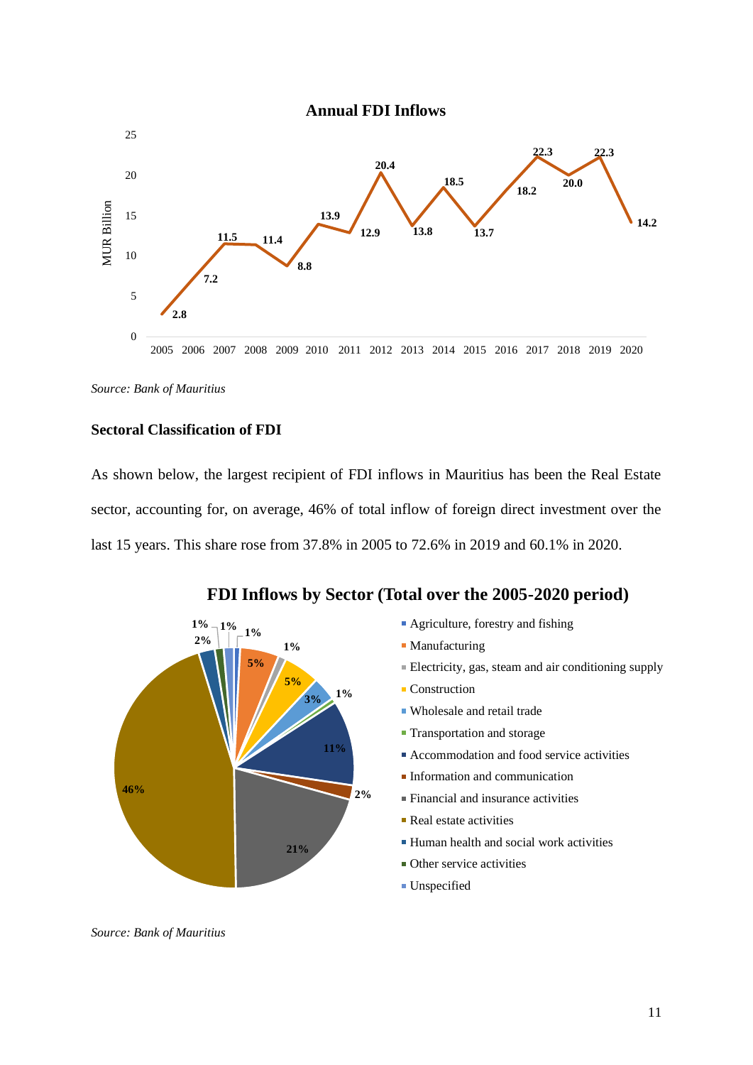**Annual FDI Inflows**

| Year | MUR Billion |
|---|---|
| 2005 | 2.8 |
| 2006 | 7.2 |
| 2007 | 11.5 |
| 2008 | 11.4 |
| 2009 | 8.8 |
| 2010 | 13.9 |
| 2011 | 12.9 |
| 2012 | 20.4 |
| 2013 | 13.8 |
| 2014 | 18.5 |
| 2015 | 13.7 |
| 2016 | 18.2 |
| 2017 | 22.3 |
| 2018 | 20.0 |
| 2019 | 22.3 |
| 2020 | 14.2 |

*Source: Bank of Mauritius*

**Sectoral Classification of FDI**

As shown below, the largest recipient of FDI inflows in Mauritius has been the Real Estate sector, accounting for, on average, 46% of total inflow of foreign direct investment over the last 15 years. This share rose from 37.8% in 2005 to 72.6% in 2019 and 60.1% in 2020.

**FDI Inflows by Sector (Total over the 2005-2020 period)**

| Sector | Share |
|---|---|
| Agriculture, forestry and fishing | 1% |
| Manufacturing | 5% |
| Electricity, gas, steam and air conditioning supply | 1% |
| Construction | 5% |
| Wholesale and retail trade | 3% |
| Transportation and storage | 1% |
| Accommodation and food service activities | 11% |
| Information and communication | 2% |
| Financial and insurance activities | 21% |
| Real estate activities | 46% |
| Human health and social work activities | 2% |
| Other service activities | 1% |
| Unspecified | 1% |

*Source: Bank of Mauritius*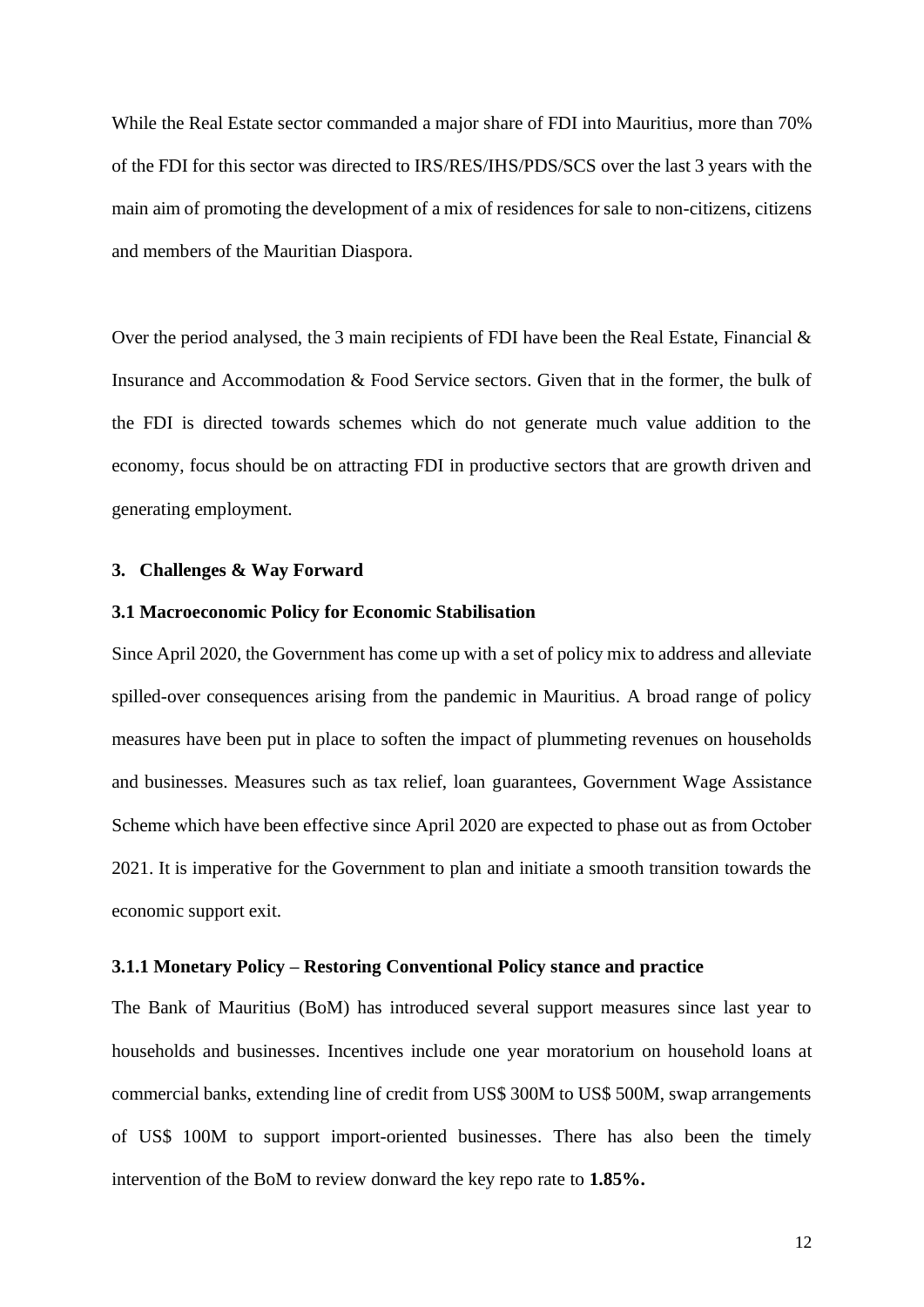While the Real Estate sector commanded a major share of FDI into Mauritius, more than 70% of the FDI for this sector was directed to IRS/RES/IHS/PDS/SCS over the last 3 years with the main aim of promoting the development of a mix of residences for sale to non-citizens, citizens and members of the Mauritian Diaspora.

Over the period analysed, the 3 main recipients of FDI have been the Real Estate, Financial & Insurance and Accommodation & Food Service sectors. Given that in the former, the bulk of the FDI is directed towards schemes which do not generate much value addition to the economy, focus should be on attracting FDI in productive sectors that are growth driven and generating employment.

## 3. Challenges & Way Forward

### 3.1 Macroeconomic Policy for Economic Stabilisation

Since April 2020, the Government has come up with a set of policy mix to address and alleviate spilled-over consequences arising from the pandemic in Mauritius. A broad range of policy measures have been put in place to soften the impact of plummeting revenues on households and businesses. Measures such as tax relief, loan guarantees, Government Wage Assistance Scheme which have been effective since April 2020 are expected to phase out as from October 2021. It is imperative for the Government to plan and initiate a smooth transition towards the economic support exit.

#### 3.1.1 Monetary Policy – Restoring Conventional Policy stance and practice

The Bank of Mauritius (BoM) has introduced several support measures since last year to households and businesses. Incentives include one year moratorium on household loans at commercial banks, extending line of credit from US$ 300M to US$ 500M, swap arrangements of US$ 100M to support import-oriented businesses. There has also been the timely intervention of the BoM to review donward the key repo rate to **1.85%.**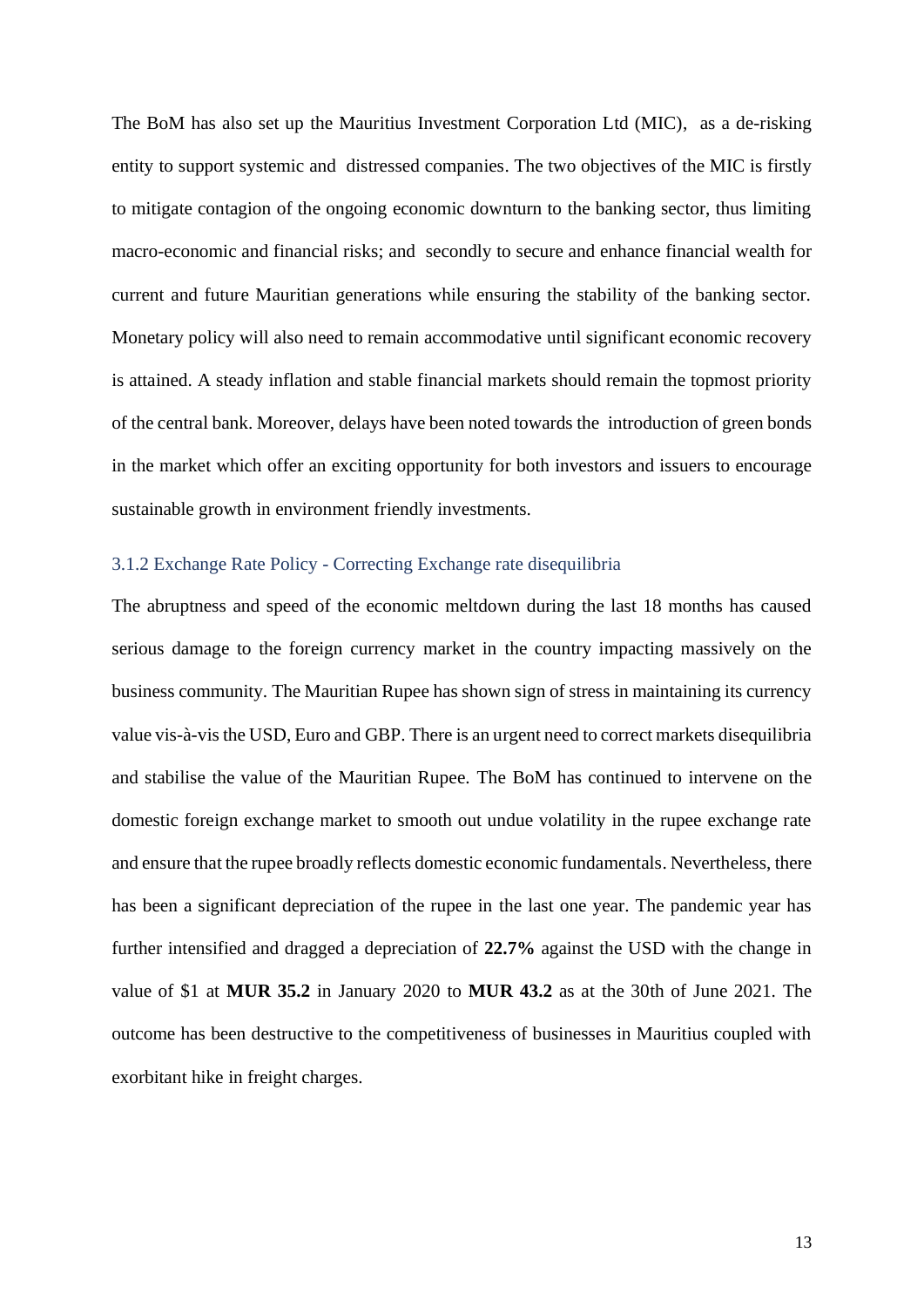The BoM has also set up the Mauritius Investment Corporation Ltd (MIC), as a de-risking entity to support systemic and distressed companies. The two objectives of the MIC is firstly to mitigate contagion of the ongoing economic downturn to the banking sector, thus limiting macro-economic and financial risks; and secondly to secure and enhance financial wealth for current and future Mauritian generations while ensuring the stability of the banking sector. Monetary policy will also need to remain accommodative until significant economic recovery is attained. A steady inflation and stable financial markets should remain the topmost priority of the central bank. Moreover, delays have been noted towards the introduction of green bonds in the market which offer an exciting opportunity for both investors and issuers to encourage sustainable growth in environment friendly investments.

### 3.1.2 Exchange Rate Policy - Correcting Exchange rate disequilibria

The abruptness and speed of the economic meltdown during the last 18 months has caused serious damage to the foreign currency market in the country impacting massively on the business community. The Mauritian Rupee has shown sign of stress in maintaining its currency value vis-à-vis the USD, Euro and GBP. There is an urgent need to correct markets disequilibria and stabilise the value of the Mauritian Rupee. The BoM has continued to intervene on the domestic foreign exchange market to smooth out undue volatility in the rupee exchange rate and ensure that the rupee broadly reflects domestic economic fundamentals. Nevertheless, there has been a significant depreciation of the rupee in the last one year. The pandemic year has further intensified and dragged a depreciation of **22.7%** against the USD with the change in value of $1 at **MUR 35.2** in January 2020 to **MUR 43.2** as at the 30th of June 2021. The outcome has been destructive to the competitiveness of businesses in Mauritius coupled with exorbitant hike in freight charges.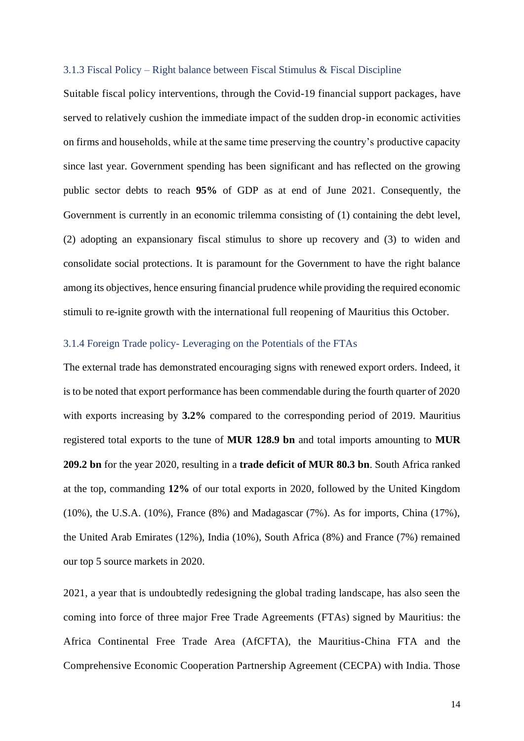### 3.1.3 Fiscal Policy – Right balance between Fiscal Stimulus & Fiscal Discipline

Suitable fiscal policy interventions, through the Covid-19 financial support packages, have served to relatively cushion the immediate impact of the sudden drop-in economic activities on firms and households, while at the same time preserving the country's productive capacity since last year. Government spending has been significant and has reflected on the growing public sector debts to reach **95%** of GDP as at end of June 2021. Consequently, the Government is currently in an economic trilemma consisting of (1) containing the debt level, (2) adopting an expansionary fiscal stimulus to shore up recovery and (3) to widen and consolidate social protections. It is paramount for the Government to have the right balance among its objectives, hence ensuring financial prudence while providing the required economic stimuli to re-ignite growth with the international full reopening of Mauritius this October.

### 3.1.4 Foreign Trade policy- Leveraging on the Potentials of the FTAs

The external trade has demonstrated encouraging signs with renewed export orders. Indeed, it is to be noted that export performance has been commendable during the fourth quarter of 2020 with exports increasing by **3.2%** compared to the corresponding period of 2019. Mauritius registered total exports to the tune of **MUR 128.9 bn** and total imports amounting to **MUR 209.2 bn** for the year 2020, resulting in a **trade deficit of MUR 80.3 bn**. South Africa ranked at the top, commanding **12%** of our total exports in 2020, followed by the United Kingdom (10%), the U.S.A. (10%), France (8%) and Madagascar (7%). As for imports, China (17%), the United Arab Emirates (12%), India (10%), South Africa (8%) and France (7%) remained our top 5 source markets in 2020.

2021, a year that is undoubtedly redesigning the global trading landscape, has also seen the coming into force of three major Free Trade Agreements (FTAs) signed by Mauritius: the Africa Continental Free Trade Area (AfCFTA), the Mauritius-China FTA and the Comprehensive Economic Cooperation Partnership Agreement (CECPA) with India. Those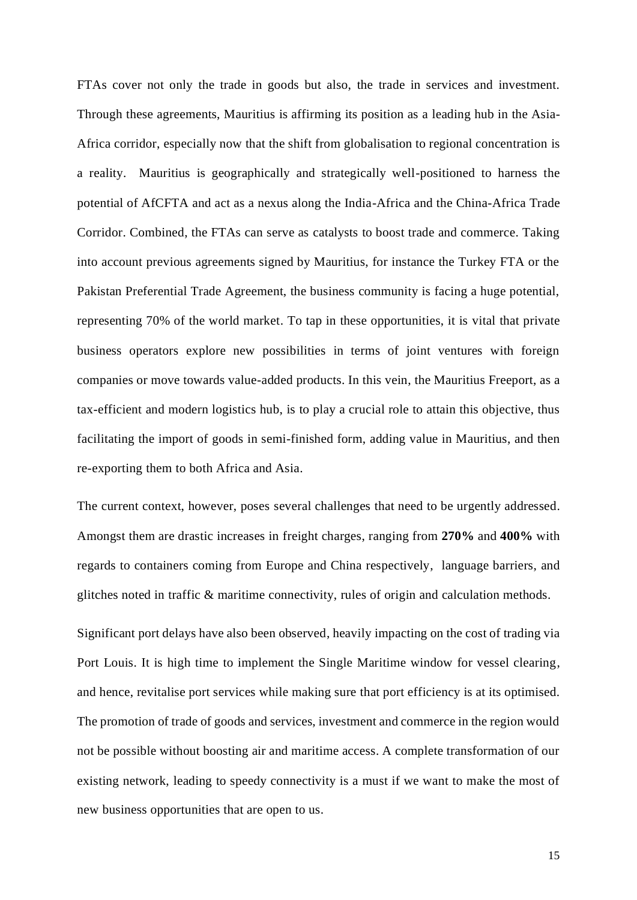FTAs cover not only the trade in goods but also, the trade in services and investment. Through these agreements, Mauritius is affirming its position as a leading hub in the Asia-Africa corridor, especially now that the shift from globalisation to regional concentration is a reality. Mauritius is geographically and strategically well-positioned to harness the potential of AfCFTA and act as a nexus along the India-Africa and the China-Africa Trade Corridor. Combined, the FTAs can serve as catalysts to boost trade and commerce. Taking into account previous agreements signed by Mauritius, for instance the Turkey FTA or the Pakistan Preferential Trade Agreement, the business community is facing a huge potential, representing 70% of the world market. To tap in these opportunities, it is vital that private business operators explore new possibilities in terms of joint ventures with foreign companies or move towards value-added products. In this vein, the Mauritius Freeport, as a tax-efficient and modern logistics hub, is to play a crucial role to attain this objective, thus facilitating the import of goods in semi-finished form, adding value in Mauritius, and then re-exporting them to both Africa and Asia.

The current context, however, poses several challenges that need to be urgently addressed. Amongst them are drastic increases in freight charges, ranging from **270%** and **400%** with regards to containers coming from Europe and China respectively, language barriers, and glitches noted in traffic & maritime connectivity, rules of origin and calculation methods.

Significant port delays have also been observed, heavily impacting on the cost of trading via Port Louis. It is high time to implement the Single Maritime window for vessel clearing, and hence, revitalise port services while making sure that port efficiency is at its optimised. The promotion of trade of goods and services, investment and commerce in the region would not be possible without boosting air and maritime access. A complete transformation of our existing network, leading to speedy connectivity is a must if we want to make the most of new business opportunities that are open to us.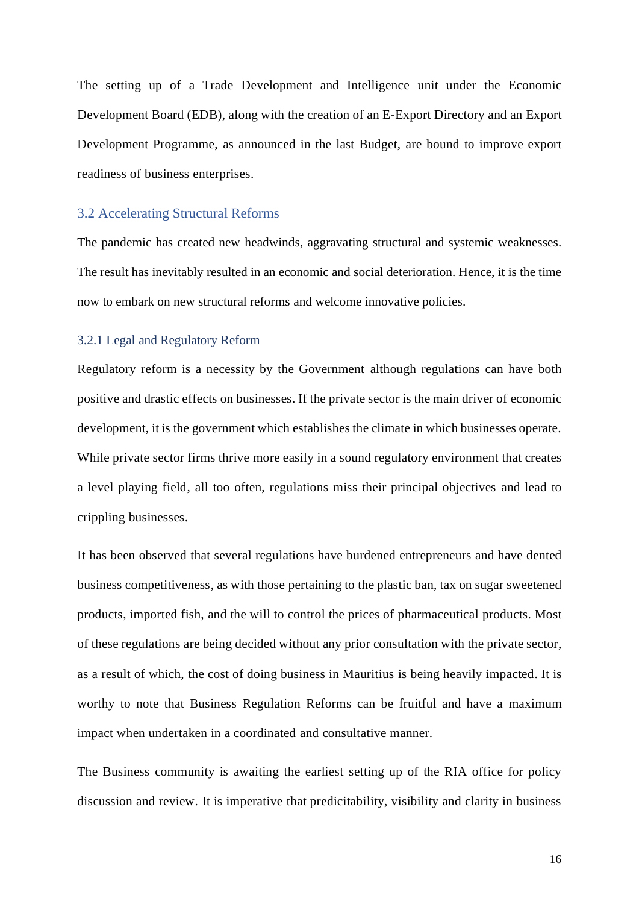The setting up of a Trade Development and Intelligence unit under the Economic Development Board (EDB), along with the creation of an E-Export Directory and an Export Development Programme, as announced in the last Budget, are bound to improve export readiness of business enterprises.

## 3.2 Accelerating Structural Reforms

The pandemic has created new headwinds, aggravating structural and systemic weaknesses. The result has inevitably resulted in an economic and social deterioration. Hence, it is the time now to embark on new structural reforms and welcome innovative policies.

### 3.2.1 Legal and Regulatory Reform

Regulatory reform is a necessity by the Government although regulations can have both positive and drastic effects on businesses. If the private sector is the main driver of economic development, it is the government which establishes the climate in which businesses operate. While private sector firms thrive more easily in a sound regulatory environment that creates a level playing field, all too often, regulations miss their principal objectives and lead to crippling businesses.

It has been observed that several regulations have burdened entrepreneurs and have dented business competitiveness, as with those pertaining to the plastic ban, tax on sugar sweetened products, imported fish, and the will to control the prices of pharmaceutical products. Most of these regulations are being decided without any prior consultation with the private sector, as a result of which, the cost of doing business in Mauritius is being heavily impacted. It is worthy to note that Business Regulation Reforms can be fruitful and have a maximum impact when undertaken in a coordinated and consultative manner.

The Business community is awaiting the earliest setting up of the RIA office for policy discussion and review. It is imperative that predicitability, visibility and clarity in business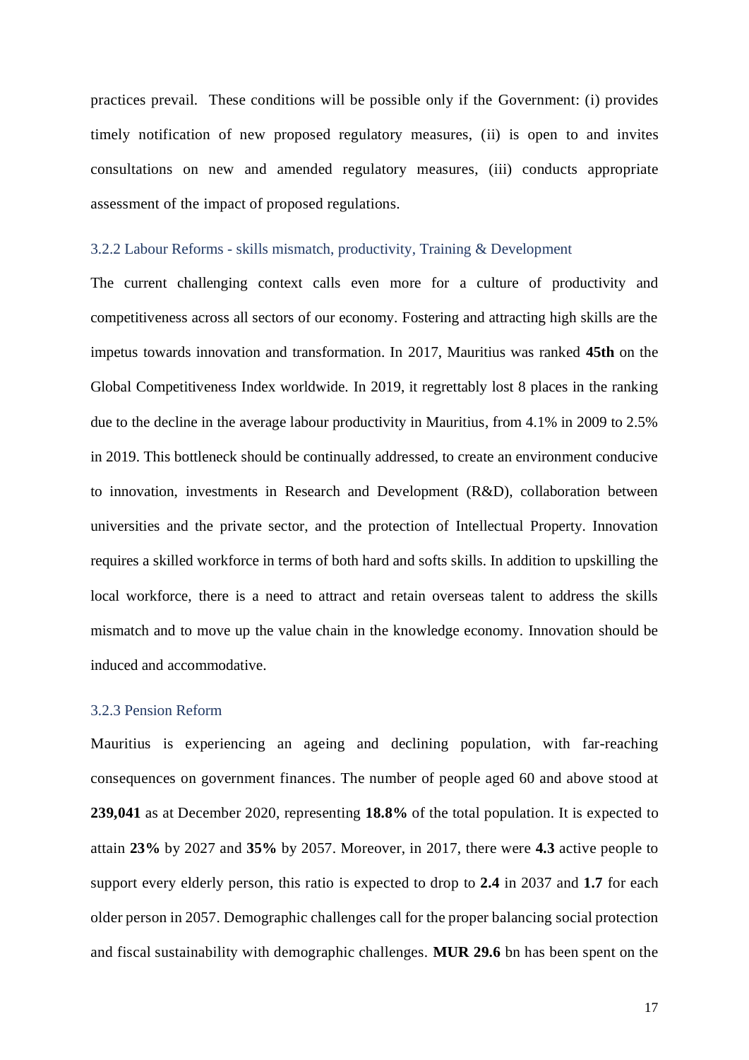practices prevail. These conditions will be possible only if the Government: (i) provides timely notification of new proposed regulatory measures, (ii) is open to and invites consultations on new and amended regulatory measures, (iii) conducts appropriate assessment of the impact of proposed regulations.

### 3.2.2 Labour Reforms - skills mismatch, productivity, Training & Development

The current challenging context calls even more for a culture of productivity and competitiveness across all sectors of our economy. Fostering and attracting high skills are the impetus towards innovation and transformation. In 2017, Mauritius was ranked **45th** on the Global Competitiveness Index worldwide. In 2019, it regrettably lost 8 places in the ranking due to the decline in the average labour productivity in Mauritius, from 4.1% in 2009 to 2.5% in 2019. This bottleneck should be continually addressed, to create an environment conducive to innovation, investments in Research and Development (R&D), collaboration between universities and the private sector, and the protection of Intellectual Property. Innovation requires a skilled workforce in terms of both hard and softs skills. In addition to upskilling the local workforce, there is a need to attract and retain overseas talent to address the skills mismatch and to move up the value chain in the knowledge economy. Innovation should be induced and accommodative.

### 3.2.3 Pension Reform

Mauritius is experiencing an ageing and declining population, with far-reaching consequences on government finances. The number of people aged 60 and above stood at **239,041** as at December 2020, representing **18.8%** of the total population. It is expected to attain **23%** by 2027 and **35%** by 2057. Moreover, in 2017, there were **4.3** active people to support every elderly person, this ratio is expected to drop to **2.4** in 2037 and **1.7** for each older person in 2057. Demographic challenges call for the proper balancing social protection and fiscal sustainability with demographic challenges. **MUR 29.6** bn has been spent on the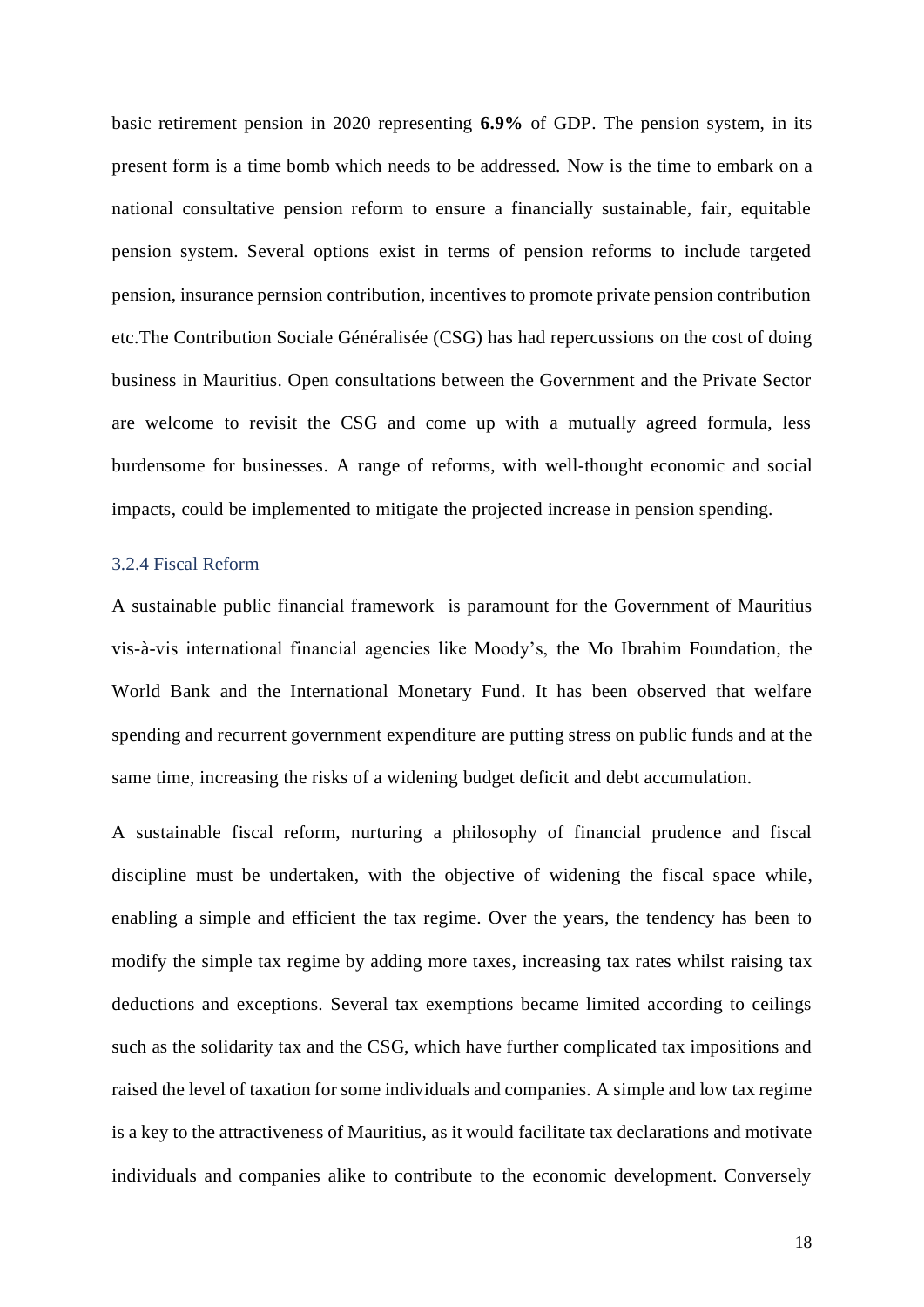basic retirement pension in 2020 representing **6.9%** of GDP. The pension system, in its present form is a time bomb which needs to be addressed. Now is the time to embark on a national consultative pension reform to ensure a financially sustainable, fair, equitable pension system. Several options exist in terms of pension reforms to include targeted pension, insurance pernsion contribution, incentives to promote private pension contribution etc.The Contribution Sociale Généralisée (CSG) has had repercussions on the cost of doing business in Mauritius. Open consultations between the Government and the Private Sector are welcome to revisit the CSG and come up with a mutually agreed formula, less burdensome for businesses. A range of reforms, with well-thought economic and social impacts, could be implemented to mitigate the projected increase in pension spending.

### 3.2.4 Fiscal Reform

A sustainable public financial framework is paramount for the Government of Mauritius vis-à-vis international financial agencies like Moody's, the Mo Ibrahim Foundation, the World Bank and the International Monetary Fund. It has been observed that welfare spending and recurrent government expenditure are putting stress on public funds and at the same time, increasing the risks of a widening budget deficit and debt accumulation.

A sustainable fiscal reform, nurturing a philosophy of financial prudence and fiscal discipline must be undertaken, with the objective of widening the fiscal space while, enabling a simple and efficient the tax regime. Over the years, the tendency has been to modify the simple tax regime by adding more taxes, increasing tax rates whilst raising tax deductions and exceptions. Several tax exemptions became limited according to ceilings such as the solidarity tax and the CSG, which have further complicated tax impositions and raised the level of taxation for some individuals and companies. A simple and low tax regime is a key to the attractiveness of Mauritius, as it would facilitate tax declarations and motivate individuals and companies alike to contribute to the economic development. Conversely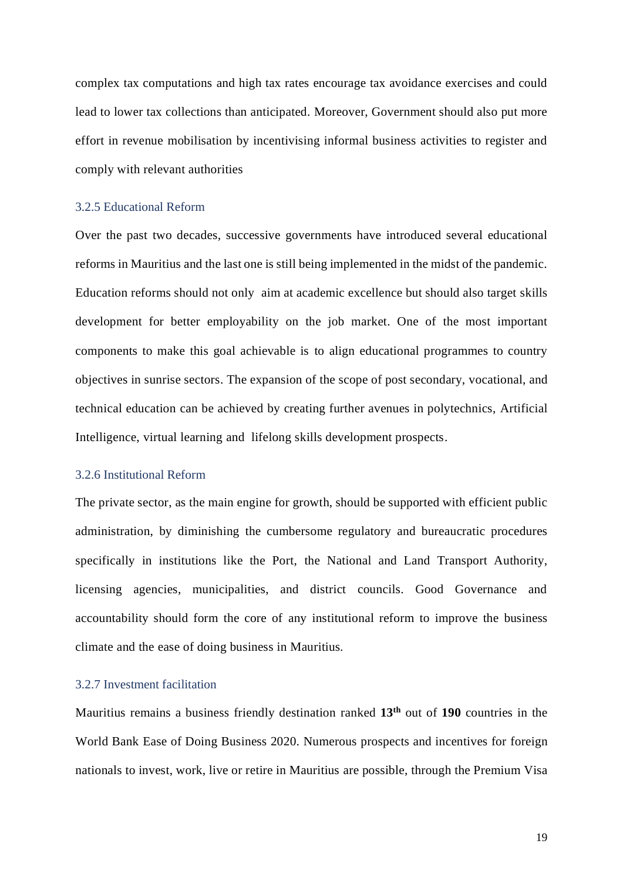complex tax computations and high tax rates encourage tax avoidance exercises and could lead to lower tax collections than anticipated. Moreover, Government should also put more effort in revenue mobilisation by incentivising informal business activities to register and comply with relevant authorities

### 3.2.5 Educational Reform

Over the past two decades, successive governments have introduced several educational reforms in Mauritius and the last one is still being implemented in the midst of the pandemic. Education reforms should not only aim at academic excellence but should also target skills development for better employability on the job market. One of the most important components to make this goal achievable is to align educational programmes to country objectives in sunrise sectors. The expansion of the scope of post secondary, vocational, and technical education can be achieved by creating further avenues in polytechnics, Artificial Intelligence, virtual learning and lifelong skills development prospects.

### 3.2.6 Institutional Reform

The private sector, as the main engine for growth, should be supported with efficient public administration, by diminishing the cumbersome regulatory and bureaucratic procedures specifically in institutions like the Port, the National and Land Transport Authority, licensing agencies, municipalities, and district councils. Good Governance and accountability should form the core of any institutional reform to improve the business climate and the ease of doing business in Mauritius.

### 3.2.7 Investment facilitation

Mauritius remains a business friendly destination ranked **13th** out of **190** countries in the World Bank Ease of Doing Business 2020. Numerous prospects and incentives for foreign nationals to invest, work, live or retire in Mauritius are possible, through the Premium Visa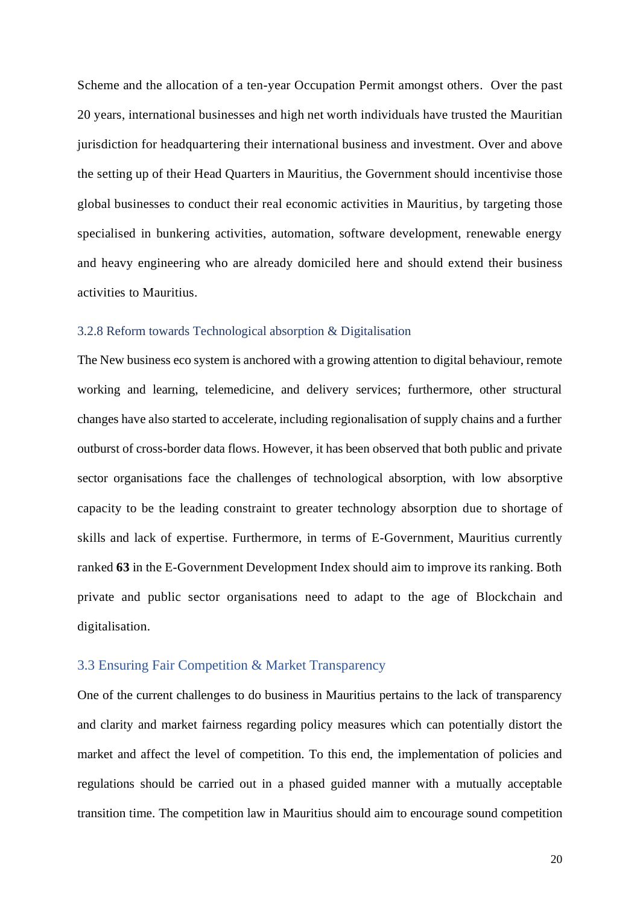Scheme and the allocation of a ten-year Occupation Permit amongst others. Over the past 20 years, international businesses and high net worth individuals have trusted the Mauritian jurisdiction for headquartering their international business and investment. Over and above the setting up of their Head Quarters in Mauritius, the Government should incentivise those global businesses to conduct their real economic activities in Mauritius, by targeting those specialised in bunkering activities, automation, software development, renewable energy and heavy engineering who are already domiciled here and should extend their business activities to Mauritius.

### 3.2.8 Reform towards Technological absorption & Digitalisation

The New business eco system is anchored with a growing attention to digital behaviour, remote working and learning, telemedicine, and delivery services; furthermore, other structural changes have also started to accelerate, including regionalisation of supply chains and a further outburst of cross-border data flows. However, it has been observed that both public and private sector organisations face the challenges of technological absorption, with low absorptive capacity to be the leading constraint to greater technology absorption due to shortage of skills and lack of expertise. Furthermore, in terms of E-Government, Mauritius currently ranked **63** in the E-Government Development Index should aim to improve its ranking. Both private and public sector organisations need to adapt to the age of Blockchain and digitalisation.

## 3.3 Ensuring Fair Competition & Market Transparency

One of the current challenges to do business in Mauritius pertains to the lack of transparency and clarity and market fairness regarding policy measures which can potentially distort the market and affect the level of competition. To this end, the implementation of policies and regulations should be carried out in a phased guided manner with a mutually acceptable transition time. The competition law in Mauritius should aim to encourage sound competition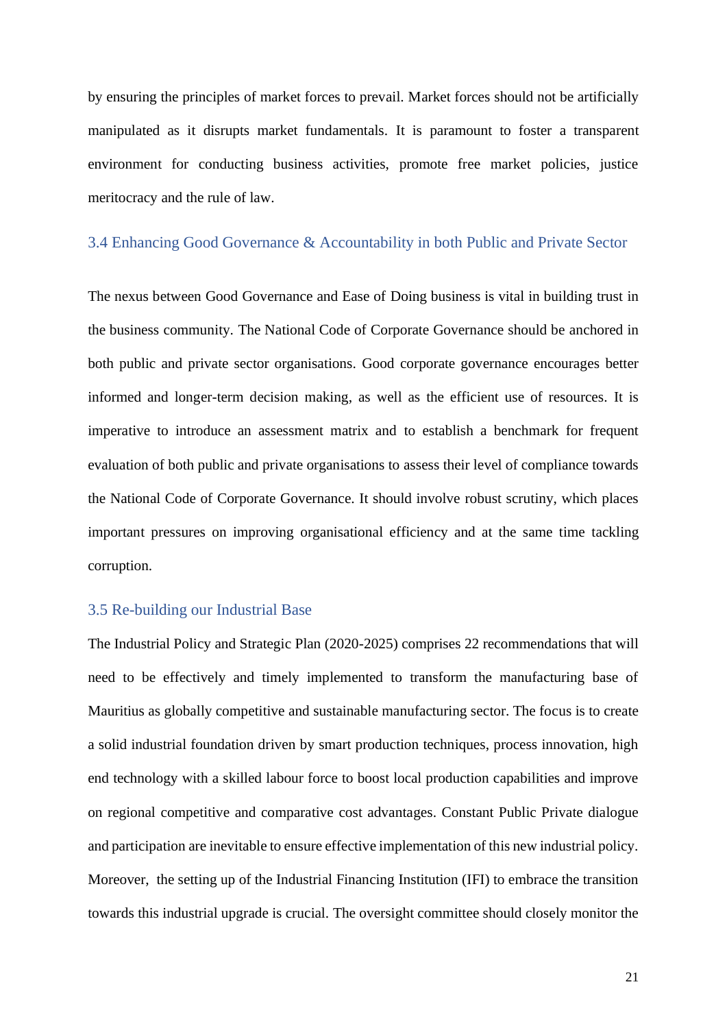by ensuring the principles of market forces to prevail. Market forces should not be artificially manipulated as it disrupts market fundamentals. It is paramount to foster a transparent environment for conducting business activities, promote free market policies, justice meritocracy and the rule of law.

### 3.4 Enhancing Good Governance & Accountability in both Public and Private Sector

The nexus between Good Governance and Ease of Doing business is vital in building trust in the business community. The National Code of Corporate Governance should be anchored in both public and private sector organisations. Good corporate governance encourages better informed and longer-term decision making, as well as the efficient use of resources. It is imperative to introduce an assessment matrix and to establish a benchmark for frequent evaluation of both public and private organisations to assess their level of compliance towards the National Code of Corporate Governance. It should involve robust scrutiny, which places important pressures on improving organisational efficiency and at the same time tackling corruption.

### 3.5 Re-building our Industrial Base

The Industrial Policy and Strategic Plan (2020-2025) comprises 22 recommendations that will need to be effectively and timely implemented to transform the manufacturing base of Mauritius as globally competitive and sustainable manufacturing sector. The focus is to create a solid industrial foundation driven by smart production techniques, process innovation, high end technology with a skilled labour force to boost local production capabilities and improve on regional competitive and comparative cost advantages. Constant Public Private dialogue and participation are inevitable to ensure effective implementation of this new industrial policy. Moreover, the setting up of the Industrial Financing Institution (IFI) to embrace the transition towards this industrial upgrade is crucial. The oversight committee should closely monitor the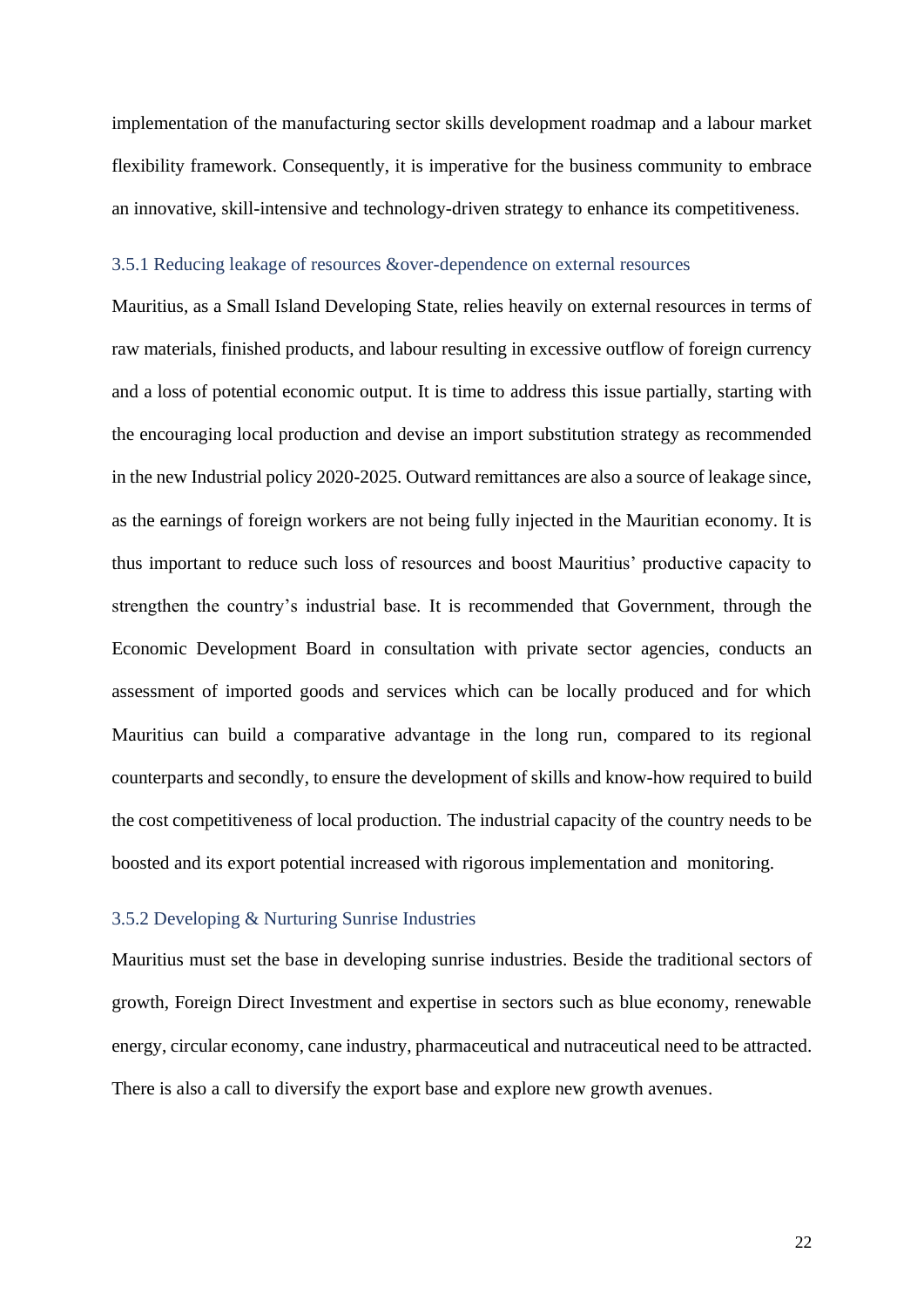implementation of the manufacturing sector skills development roadmap and a labour market flexibility framework. Consequently, it is imperative for the business community to embrace an innovative, skill-intensive and technology-driven strategy to enhance its competitiveness.

### 3.5.1 Reducing leakage of resources &over-dependence on external resources

Mauritius, as a Small Island Developing State, relies heavily on external resources in terms of raw materials, finished products, and labour resulting in excessive outflow of foreign currency and a loss of potential economic output. It is time to address this issue partially, starting with the encouraging local production and devise an import substitution strategy as recommended in the new Industrial policy 2020-2025. Outward remittances are also a source of leakage since, as the earnings of foreign workers are not being fully injected in the Mauritian economy. It is thus important to reduce such loss of resources and boost Mauritius' productive capacity to strengthen the country's industrial base. It is recommended that Government, through the Economic Development Board in consultation with private sector agencies, conducts an assessment of imported goods and services which can be locally produced and for which Mauritius can build a comparative advantage in the long run, compared to its regional counterparts and secondly, to ensure the development of skills and know-how required to build the cost competitiveness of local production. The industrial capacity of the country needs to be boosted and its export potential increased with rigorous implementation and monitoring.

### 3.5.2 Developing & Nurturing Sunrise Industries

Mauritius must set the base in developing sunrise industries. Beside the traditional sectors of growth, Foreign Direct Investment and expertise in sectors such as blue economy, renewable energy, circular economy, cane industry, pharmaceutical and nutraceutical need to be attracted. There is also a call to diversify the export base and explore new growth avenues.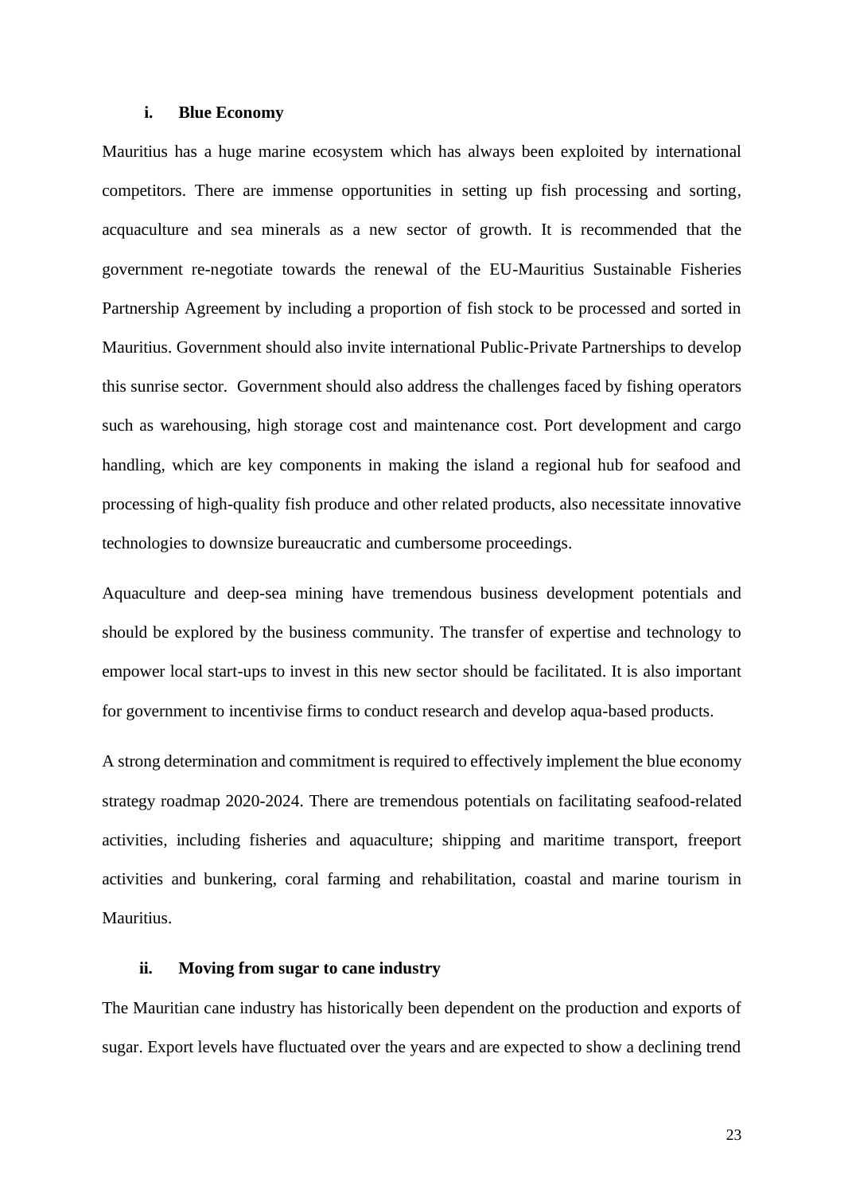### i. Blue Economy

Mauritius has a huge marine ecosystem which has always been exploited by international competitors. There are immense opportunities in setting up fish processing and sorting, acquaculture and sea minerals as a new sector of growth. It is recommended that the government re-negotiate towards the renewal of the EU-Mauritius Sustainable Fisheries Partnership Agreement by including a proportion of fish stock to be processed and sorted in Mauritius. Government should also invite international Public-Private Partnerships to develop this sunrise sector. Government should also address the challenges faced by fishing operators such as warehousing, high storage cost and maintenance cost. Port development and cargo handling, which are key components in making the island a regional hub for seafood and processing of high-quality fish produce and other related products, also necessitate innovative technologies to downsize bureaucratic and cumbersome proceedings.

Aquaculture and deep-sea mining have tremendous business development potentials and should be explored by the business community. The transfer of expertise and technology to empower local start-ups to invest in this new sector should be facilitated. It is also important for government to incentivise firms to conduct research and develop aqua-based products.

A strong determination and commitment is required to effectively implement the blue economy strategy roadmap 2020-2024. There are tremendous potentials on facilitating seafood-related activities, including fisheries and aquaculture; shipping and maritime transport, freeport activities and bunkering, coral farming and rehabilitation, coastal and marine tourism in Mauritius.

### ii. Moving from sugar to cane industry

The Mauritian cane industry has historically been dependent on the production and exports of sugar. Export levels have fluctuated over the years and are expected to show a declining trend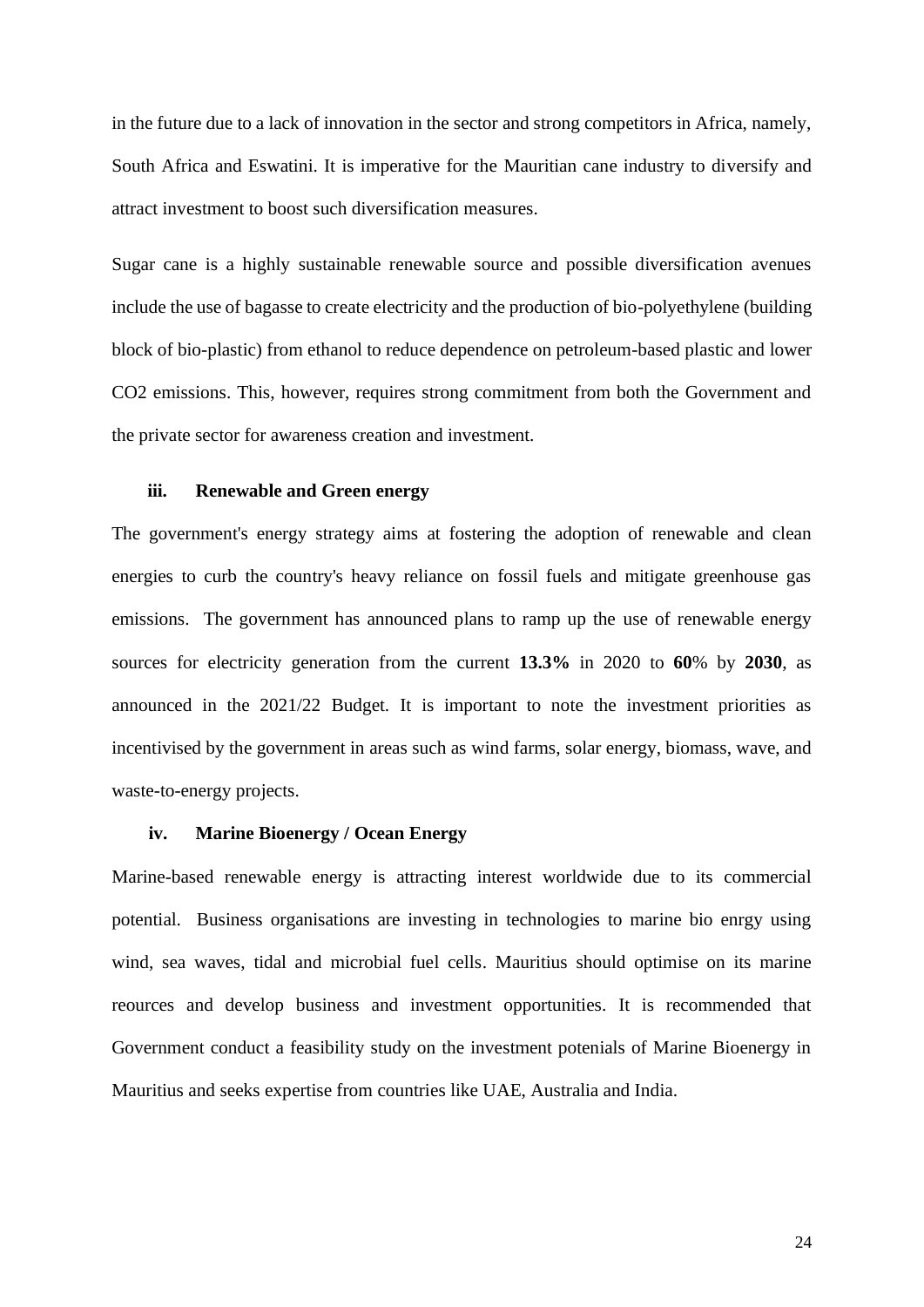in the future due to a lack of innovation in the sector and strong competitors in Africa, namely, South Africa and Eswatini. It is imperative for the Mauritian cane industry to diversify and attract investment to boost such diversification measures.

Sugar cane is a highly sustainable renewable source and possible diversification avenues include the use of bagasse to create electricity and the production of bio-polyethylene (building block of bio-plastic) from ethanol to reduce dependence on petroleum-based plastic and lower $CO_2$ emissions. This, however, requires strong commitment from both the Government and the private sector for awareness creation and investment.

#### iii. Renewable and Green energy

The government's energy strategy aims at fostering the adoption of renewable and clean energies to curb the country's heavy reliance on fossil fuels and mitigate greenhouse gas emissions. The government has announced plans to ramp up the use of renewable energy sources for electricity generation from the current **13.3%** in 2020 to **60**% by **2030**, as announced in the 2021/22 Budget. It is important to note the investment priorities as incentivised by the government in areas such as wind farms, solar energy, biomass, wave, and waste-to-energy projects.

#### iv. Marine Bioenergy / Ocean Energy

Marine-based renewable energy is attracting interest worldwide due to its commercial potential. Business organisations are investing in technologies to marine bio enrgy using wind, sea waves, tidal and microbial fuel cells. Mauritius should optimise on its marine reources and develop business and investment opportunities. It is recommended that Government conduct a feasibility study on the investment potenials of Marine Bioenergy in Mauritius and seeks expertise from countries like UAE, Australia and India.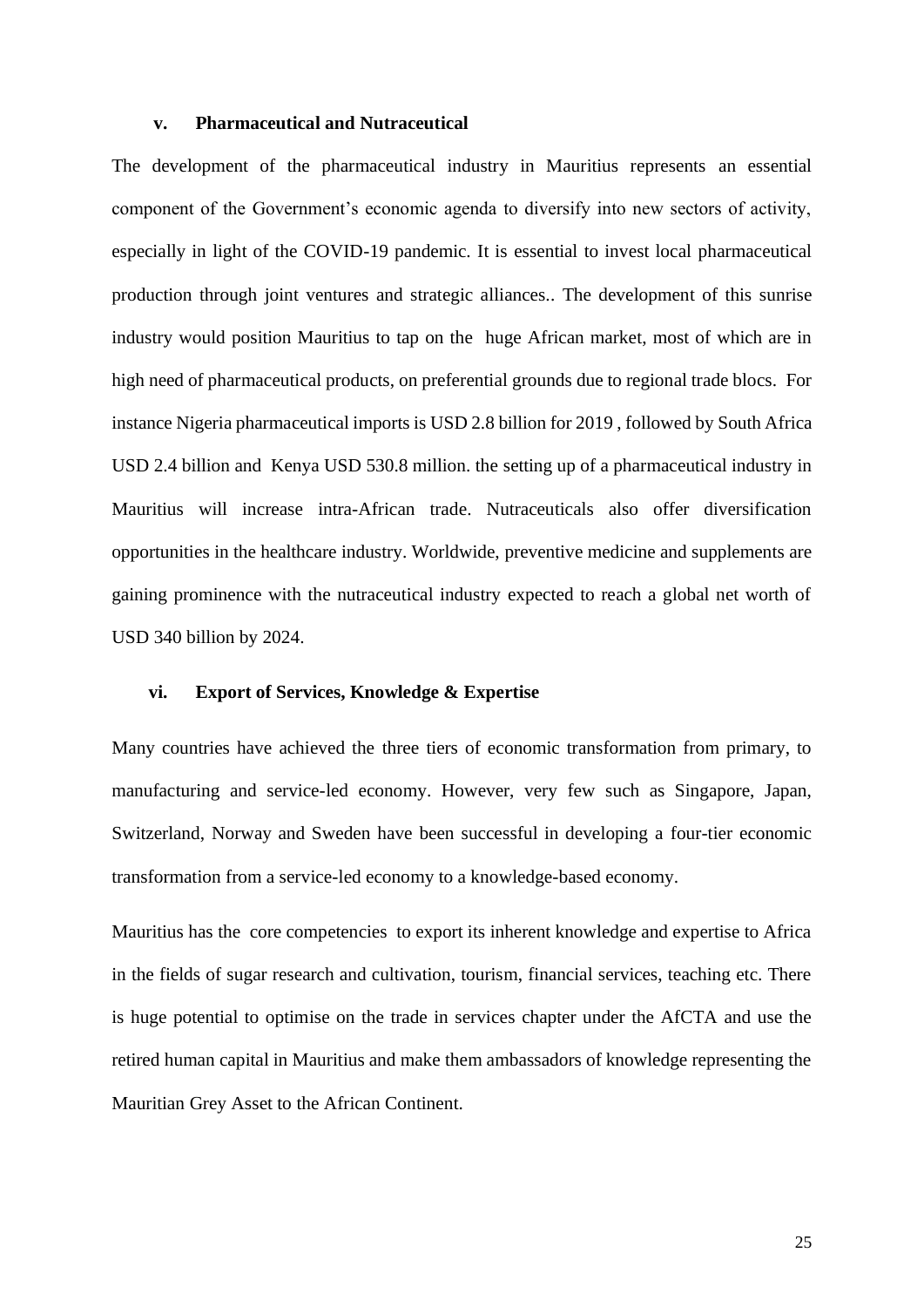### v. Pharmaceutical and Nutraceutical

The development of the pharmaceutical industry in Mauritius represents an essential component of the Government's economic agenda to diversify into new sectors of activity, especially in light of the COVID-19 pandemic. It is essential to invest local pharmaceutical production through joint ventures and strategic alliances.. The development of this sunrise industry would position Mauritius to tap on the huge African market, most of which are in high need of pharmaceutical products, on preferential grounds due to regional trade blocs. For instance Nigeria pharmaceutical imports is USD 2.8 billion for 2019 , followed by South Africa USD 2.4 billion and Kenya USD 530.8 million. the setting up of a pharmaceutical industry in Mauritius will increase intra-African trade. Nutraceuticals also offer diversification opportunities in the healthcare industry. Worldwide, preventive medicine and supplements are gaining prominence with the nutraceutical industry expected to reach a global net worth of USD 340 billion by 2024.

### vi. Export of Services, Knowledge & Expertise

Many countries have achieved the three tiers of economic transformation from primary, to manufacturing and service-led economy. However, very few such as Singapore, Japan, Switzerland, Norway and Sweden have been successful in developing a four-tier economic transformation from a service-led economy to a knowledge-based economy.

Mauritius has the core competencies to export its inherent knowledge and expertise to Africa in the fields of sugar research and cultivation, tourism, financial services, teaching etc. There is huge potential to optimise on the trade in services chapter under the AfCTA and use the retired human capital in Mauritius and make them ambassadors of knowledge representing the Mauritian Grey Asset to the African Continent.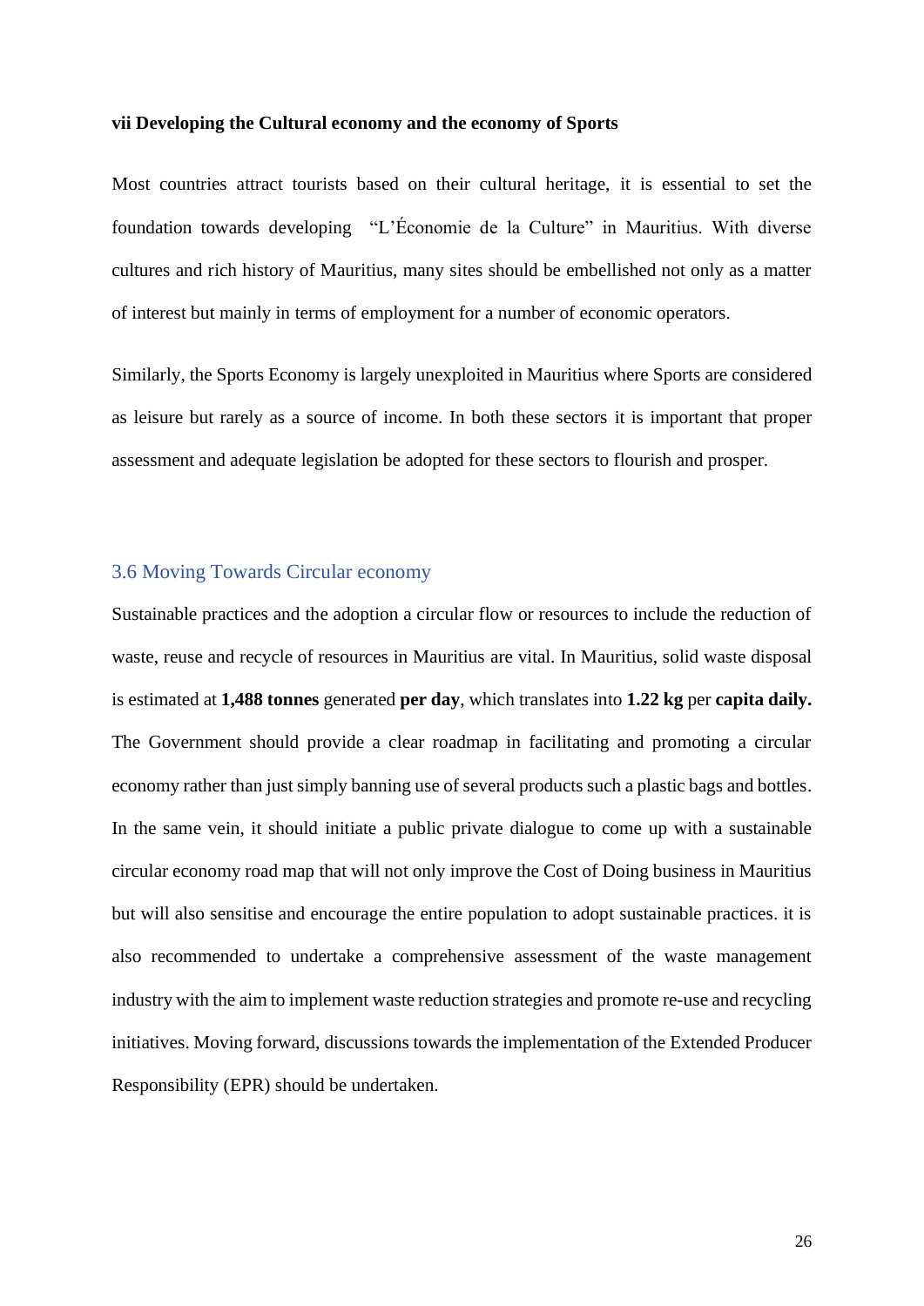**vii Developing the Cultural economy and the economy of Sports**

Most countries attract tourists based on their cultural heritage, it is essential to set the foundation towards developing "L'Économie de la Culture" in Mauritius. With diverse cultures and rich history of Mauritius, many sites should be embellished not only as a matter of interest but mainly in terms of employment for a number of economic operators.

Similarly, the Sports Economy is largely unexploited in Mauritius where Sports are considered as leisure but rarely as a source of income. In both these sectors it is important that proper assessment and adequate legislation be adopted for these sectors to flourish and prosper.

## 3.6 Moving Towards Circular economy

Sustainable practices and the adoption a circular flow or resources to include the reduction of waste, reuse and recycle of resources in Mauritius are vital. In Mauritius, solid waste disposal is estimated at **1,488 tonnes** generated **per day**, which translates into **1.22 kg** per **capita daily.** The Government should provide a clear roadmap in facilitating and promoting a circular economy rather than just simply banning use of several products such a plastic bags and bottles. In the same vein, it should initiate a public private dialogue to come up with a sustainable circular economy road map that will not only improve the Cost of Doing business in Mauritius but will also sensitise and encourage the entire population to adopt sustainable practices. it is also recommended to undertake a comprehensive assessment of the waste management industry with the aim to implement waste reduction strategies and promote re-use and recycling initiatives. Moving forward, discussions towards the implementation of the Extended Producer Responsibility (EPR) should be undertaken.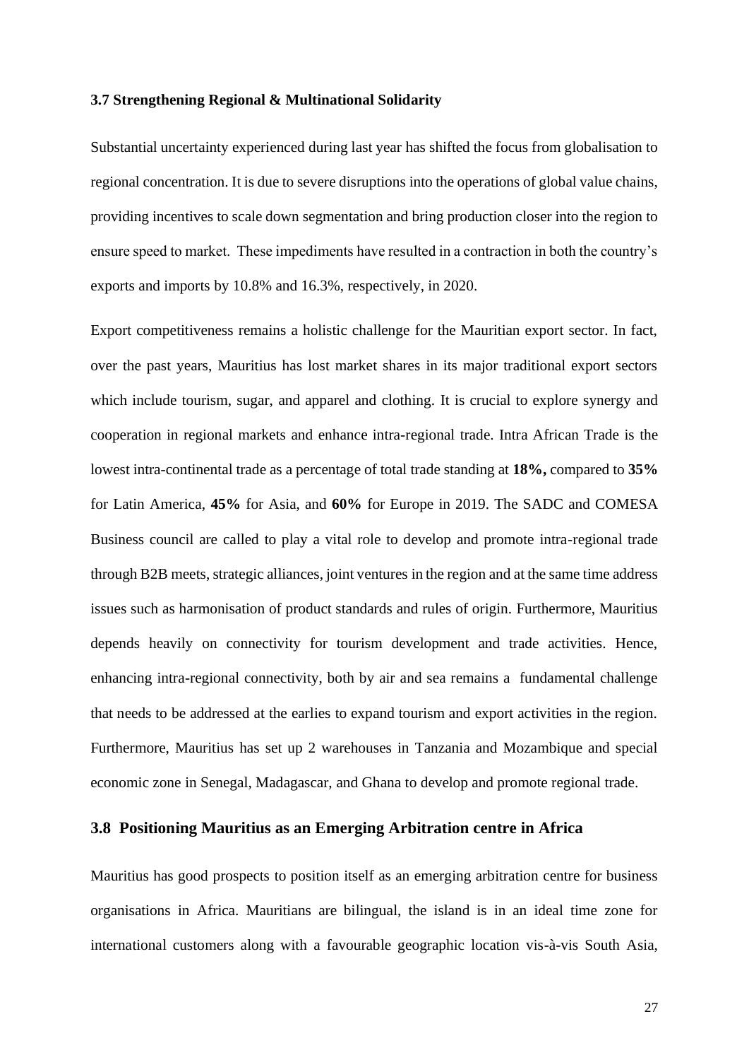### 3.7 Strengthening Regional & Multinational Solidarity

Substantial uncertainty experienced during last year has shifted the focus from globalisation to regional concentration. It is due to severe disruptions into the operations of global value chains, providing incentives to scale down segmentation and bring production closer into the region to ensure speed to market. These impediments have resulted in a contraction in both the country's exports and imports by 10.8% and 16.3%, respectively, in 2020.

Export competitiveness remains a holistic challenge for the Mauritian export sector. In fact, over the past years, Mauritius has lost market shares in its major traditional export sectors which include tourism, sugar, and apparel and clothing. It is crucial to explore synergy and cooperation in regional markets and enhance intra-regional trade. Intra African Trade is the lowest intra-continental trade as a percentage of total trade standing at **18%,** compared to **35%** for Latin America, **45%** for Asia, and **60%** for Europe in 2019. The SADC and COMESA Business council are called to play a vital role to develop and promote intra-regional trade through B2B meets, strategic alliances, joint ventures in the region and at the same time address issues such as harmonisation of product standards and rules of origin. Furthermore, Mauritius depends heavily on connectivity for tourism development and trade activities. Hence, enhancing intra-regional connectivity, both by air and sea remains a fundamental challenge that needs to be addressed at the earlies to expand tourism and export activities in the region. Furthermore, Mauritius has set up 2 warehouses in Tanzania and Mozambique and special economic zone in Senegal, Madagascar, and Ghana to develop and promote regional trade.

### 3.8 Positioning Mauritius as an Emerging Arbitration centre in Africa

Mauritius has good prospects to position itself as an emerging arbitration centre for business organisations in Africa. Mauritians are bilingual, the island is in an ideal time zone for international customers along with a favourable geographic location vis-à-vis South Asia,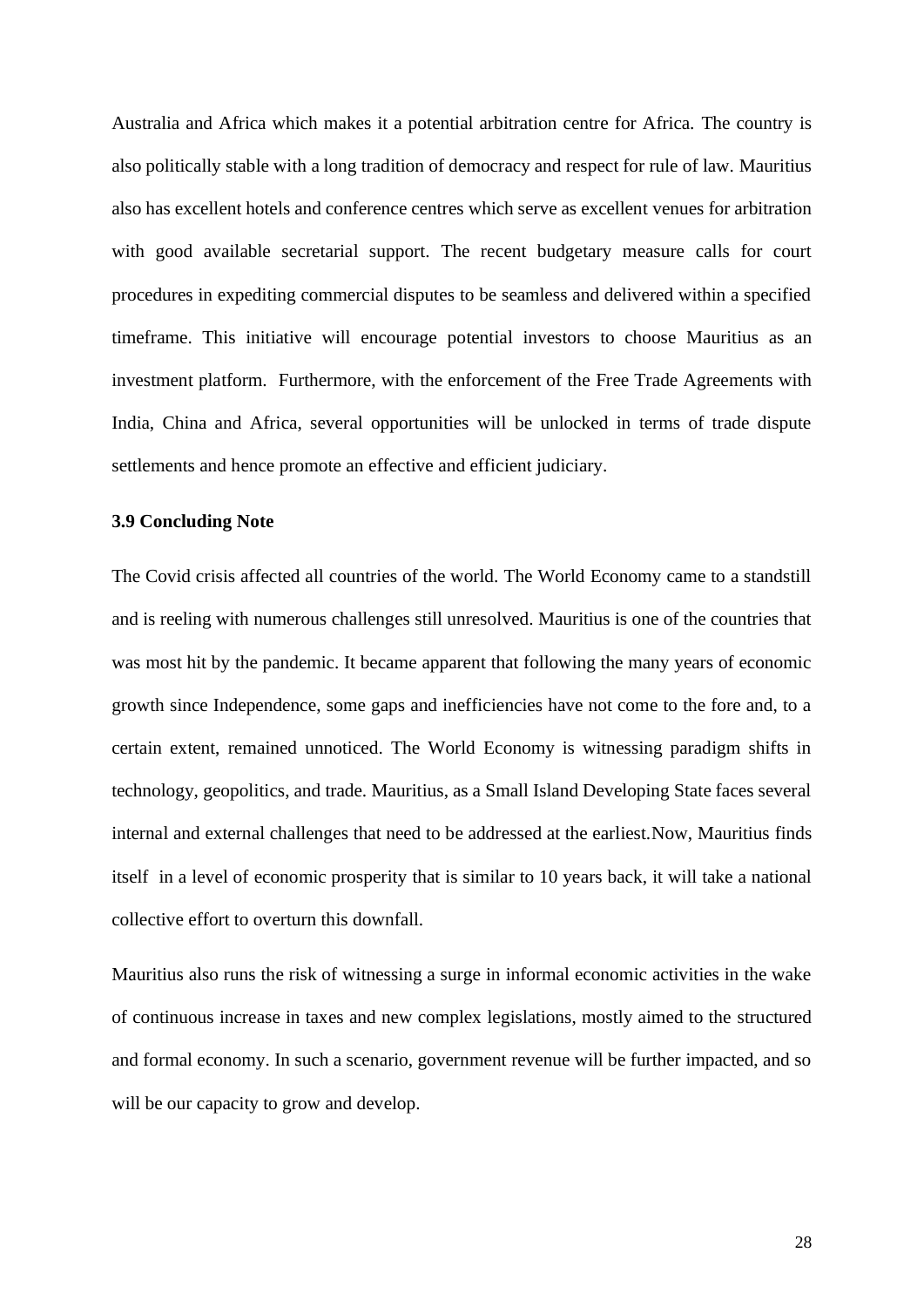Australia and Africa which makes it a potential arbitration centre for Africa. The country is also politically stable with a long tradition of democracy and respect for rule of law. Mauritius also has excellent hotels and conference centres which serve as excellent venues for arbitration with good available secretarial support. The recent budgetary measure calls for court procedures in expediting commercial disputes to be seamless and delivered within a specified timeframe. This initiative will encourage potential investors to choose Mauritius as an investment platform. Furthermore, with the enforcement of the Free Trade Agreements with India, China and Africa, several opportunities will be unlocked in terms of trade dispute settlements and hence promote an effective and efficient judiciary.

### 3.9 Concluding Note

The Covid crisis affected all countries of the world. The World Economy came to a standstill and is reeling with numerous challenges still unresolved. Mauritius is one of the countries that was most hit by the pandemic. It became apparent that following the many years of economic growth since Independence, some gaps and inefficiencies have not come to the fore and, to a certain extent, remained unnoticed. The World Economy is witnessing paradigm shifts in technology, geopolitics, and trade. Mauritius, as a Small Island Developing State faces several internal and external challenges that need to be addressed at the earliest.Now, Mauritius finds itself in a level of economic prosperity that is similar to 10 years back, it will take a national collective effort to overturn this downfall.

Mauritius also runs the risk of witnessing a surge in informal economic activities in the wake of continuous increase in taxes and new complex legislations, mostly aimed to the structured and formal economy. In such a scenario, government revenue will be further impacted, and so will be our capacity to grow and develop.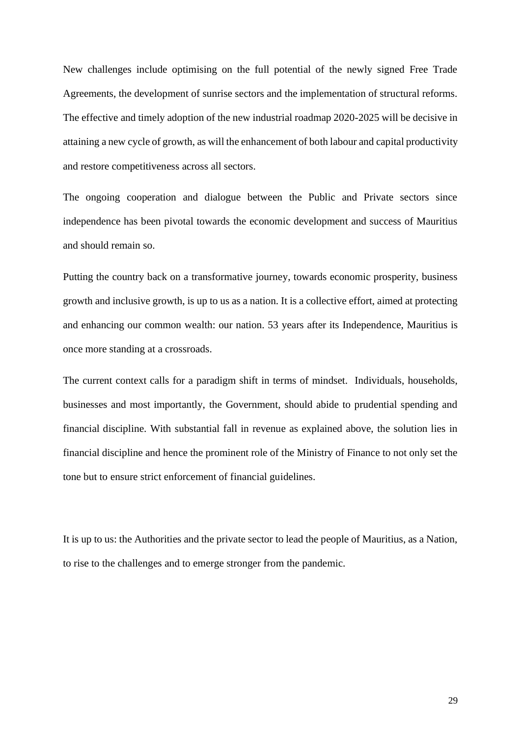New challenges include optimising on the full potential of the newly signed Free Trade Agreements, the development of sunrise sectors and the implementation of structural reforms. The effective and timely adoption of the new industrial roadmap 2020-2025 will be decisive in attaining a new cycle of growth, as will the enhancement of both labour and capital productivity and restore competitiveness across all sectors.

The ongoing cooperation and dialogue between the Public and Private sectors since independence has been pivotal towards the economic development and success of Mauritius and should remain so.

Putting the country back on a transformative journey, towards economic prosperity, business growth and inclusive growth, is up to us as a nation. It is a collective effort, aimed at protecting and enhancing our common wealth: our nation. 53 years after its Independence, Mauritius is once more standing at a crossroads.

The current context calls for a paradigm shift in terms of mindset. Individuals, households, businesses and most importantly, the Government, should abide to prudential spending and financial discipline. With substantial fall in revenue as explained above, the solution lies in financial discipline and hence the prominent role of the Ministry of Finance to not only set the tone but to ensure strict enforcement of financial guidelines.

It is up to us: the Authorities and the private sector to lead the people of Mauritius, as a Nation, to rise to the challenges and to emerge stronger from the pandemic.